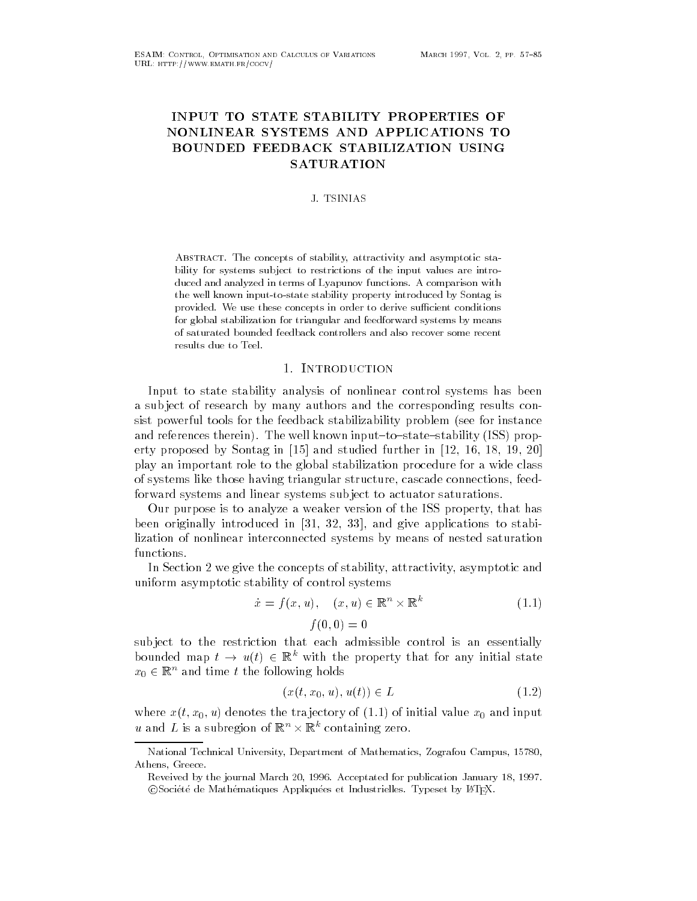# INPUT TO STATE STABILITY PROPERTIES OF NONLINEAR SYSTEMS AND APPLICATIONS TO BOUNDED FEEDBACK STABILIZATION USING SATURATION

J. TSINIAS

Abstract. The concepts of stability, attractivity and asymptotic stability for systems subject to restrictions of the input values are introduced and analyzed in terms of Lyapunov functions. A comparison with the well known input-to-state stability property introduced by Sontag is provided. We use these concepts in order to derive sufficient conditions for global stabilization for triangular and feedforward systems by means of saturated bounded feedback controllers and also recover some recent results due to Teel.

## 1. Introduction

Input to state stability analysis of nonlinear control systems has been a subject of research by many authors and the corresponding results consist powerful tools for the feedback stabilizability problem (see for instance and references therein). The well known input–to–state–stability (ISS) property proposed by Sontag in [15] and studied further in [12, 16, 18, 19, 20] play an important role to the global stabilization procedure for a wide class of systems like those having triangular structure, cascade connections, feedforward systems and linear systems subject to actuator saturations.

Our purpose is to analyze a weaker version of the ISS property, that has been originally introduced in [31, 32, 33], and give applications to stabilization of nonlinear interconnected systems by means of nested saturation functions.

In Section 2 we give the concepts of stability, attractivity, asymptotic and uniform asymptotic stability of control systems

$$\dot{x} = f(x,u), \quad (x,u) \in \mathbb{R}^n \times \mathbb{R}^k \tag{1.1}$$
$$f(0,0) = 0$$

subject to the restriction that each admissible control is an essentially bounded map $t \to u(t) \in \mathbb{R}^k$ with the property that for any initial state $x_0 \in \mathbb{R}^n$ and time $t$ the following holds

$$(x(t,x_0,u), u(t)) \in L \tag{1.2}$$

where $x(t,x_0,u)$ denotes the trajectory of (1.1) of initial value $x_0$ and input $u$ and $L$ is a subregion of $\mathbb{R}^n \times \mathbb{R}^k$ containing zero.

---

National Technical University, Department of Mathematics, Zografou Campus, 15780, Athens, Greece.

Reveived by the journal March 20, 1996. Acceptated for publication January 18, 1997.
©Société de Mathématiques Appliquées et Industrielles. Typeset by LaTeX.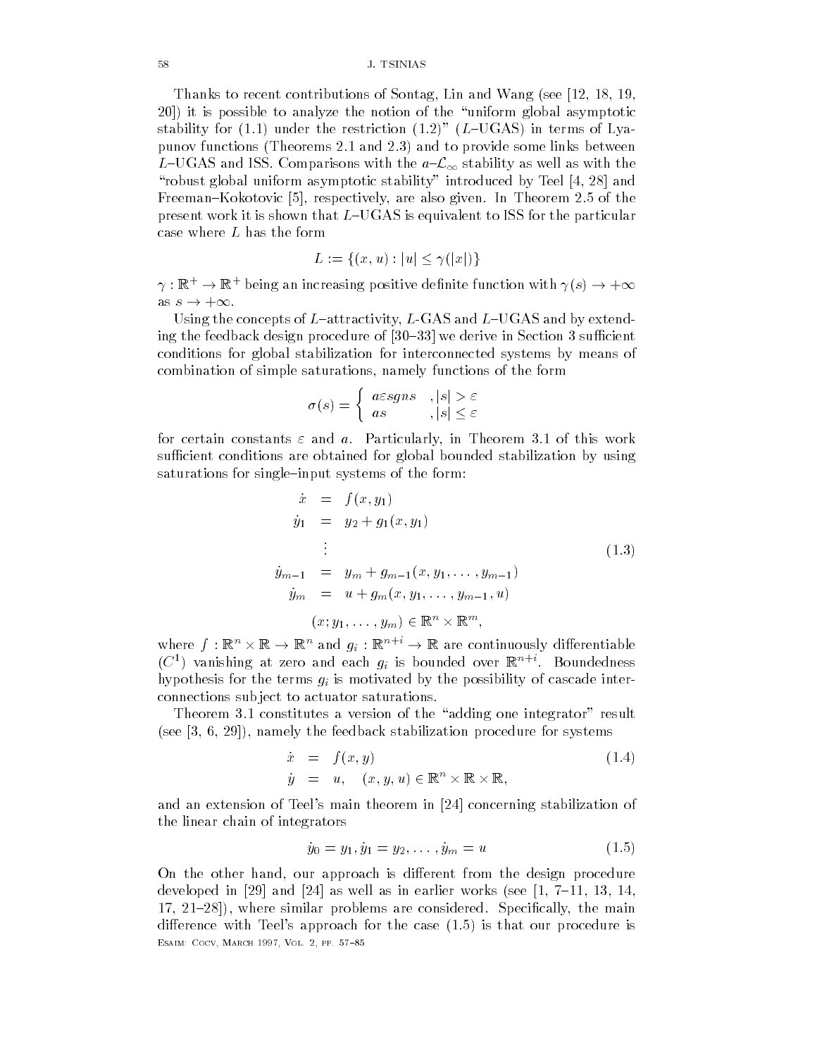Thanks to recent contributions of Sontag, Lin and Wang (see [12, 18, 19, 20]) it is possible to analyze the notion of the "uniform global asymptotic stability for (1.1) under the restriction (1.2)" ($L$–UGAS) in terms of Lyapunov functions (Theorems 2.1 and 2.3) and to provide some links between $L$–UGAS and ISS. Comparisons with the $a$–$\mathcal{L}_\infty$ stability as well as with the "robust global uniform asymptotic stability" introduced by Teel [4, 28] and Freeman–Kokotovic [5], respectively, are also given. In Theorem 2.5 of the present work it is shown that $L$–UGAS is equivalent to ISS for the particular case where $L$ has the form

$$L := \{(x,u) : |u| \le \gamma(|x|)\}$$

$\gamma : \mathbb{R}^+ \to \mathbb{R}^+$ being an increasing positive definite function with $\gamma(s) \to +\infty$ as $s \to +\infty$.

Using the concepts of $L$–attractivity, $L$-GAS and $L$–UGAS and by extending the feedback design procedure of [30–33] we derive in Section 3 sufficient conditions for global stabilization for interconnected systems by means of combination of simple saturations, namely functions of the form

$$\sigma(s) = \begin{cases} a\varepsilon \operatorname{sgn} s & , |s| > \varepsilon \\ as & , |s| \le \varepsilon \end{cases}$$

for certain constants $\varepsilon$ and $a$. Particularly, in Theorem 3.1 of this work sufficient conditions are obtained for global bounded stabilization by using saturations for single–input systems of the form:

$$\begin{aligned} \dot{x} &= f(x, y_1) \\ \dot{y}_1 &= y_2 + g_1(x, y_1) \\ &\vdots \\ \dot{y}_{m-1} &= y_m + g_{m-1}(x, y_1, \dots, y_{m-1}) \\ \dot{y}_m &= u + g_m(x, y_1, \dots, y_{m-1}, u) \\ &(x; y_1, \dots, y_m) \in \mathbb{R}^n \times \mathbb{R}^m, \end{aligned} \tag{1.3}$$

where $f : \mathbb{R}^n \times \mathbb{R} \to \mathbb{R}^n$ and $g_i : \mathbb{R}^{n+i} \to \mathbb{R}$ are continuously differentiable ($C^1$) vanishing at zero and each $g_i$ is bounded over $\mathbb{R}^{n+i}$. Boundedness hypothesis for the terms $g_i$ is motivated by the possibility of cascade interconnections subject to actuator saturations.

Theorem 3.1 constitutes a version of the "adding one integrator" result (see [3, 6, 29]), namely the feedback stabilization procedure for systems

$$\begin{aligned} \dot{x} &= f(x, y) \\ \dot{y} &= u, \quad (x, y, u) \in \mathbb{R}^n \times \mathbb{R} \times \mathbb{R}, \end{aligned} \tag{1.4}$$

and an extension of Teel's main theorem in [24] concerning stabilization of the linear chain of integrators

$$\dot{y}_0 = y_1, \dot{y}_1 = y_2, \dots, \dot{y}_m = u \tag{1.5}$$

On the other hand, our approach is different from the design procedure developed in [29] and [24] as well as in earlier works (see [1, 7–11, 13, 14, 17, 21–28]), where similar problems are considered. Specifically, the main difference with Teel's approach for the case (1.5) is that our procedure is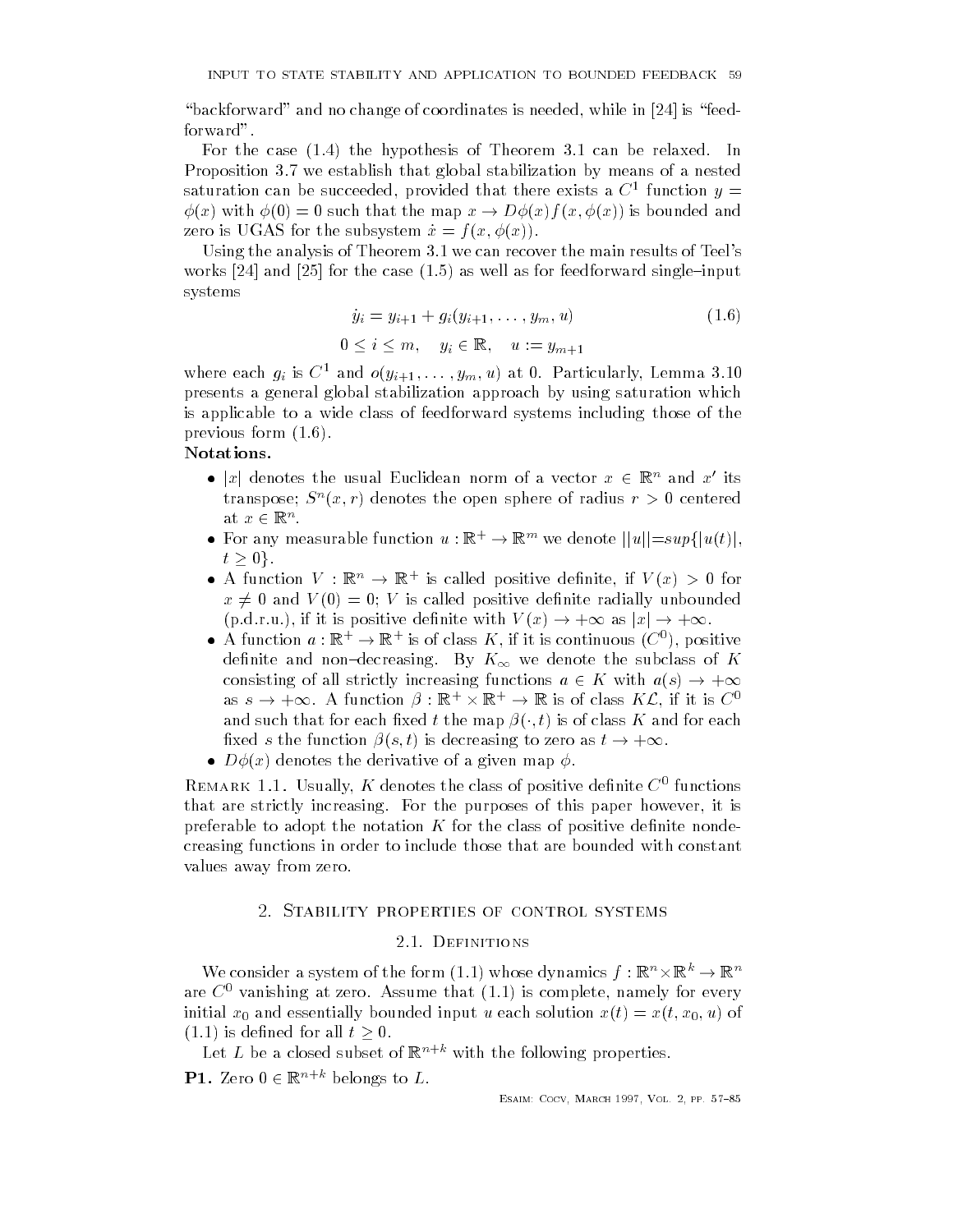"backforward" and no change of coordinates is needed, while in [24] is "feedforward".

For the case (1.4) the hypothesis of Theorem 3.1 can be relaxed. In Proposition 3.7 we establish that global stabilization by means of a nested saturation can be succeeded, provided that there exists a $C^1$ function $y = \phi(x)$ with $\phi(0) = 0$ such that the map $x \to D\phi(x) f(x, \phi(x))$ is bounded and zero is UGAS for the subsystem $\dot{x} = f(x, \phi(x))$.

Using the analysis of Theorem 3.1 we can recover the main results of Teel's works [24] and [25] for the case (1.5) as well as for feedforward single–input systems

$$\dot{y}_i = y_{i+1} + g_i(y_{i+1}, \ldots, y_m, u) \tag{1.6}$$

$$0 \leq i \leq m, \quad y_i \in \mathbb{R}, \quad u := y_{m+1}$$

where each $g_i$ is $C^1$ and $o(y_{i+1}, \ldots, y_m, u)$ at 0. Particularly, Lemma 3.10 presents a general global stabilization approach by using saturation which is applicable to a wide class of feedforward systems including those of the previous form (1.6).

**Notations.**

- $|x|$ denotes the usual Euclidean norm of a vector $x \in \mathbb{R}^n$ and $x'$ its transpose; $S^n(x, r)$ denotes the open sphere of radius $r > 0$ centered at $x \in \mathbb{R}^n$.
- For any measurable function $u : \mathbb{R}^+ \to \mathbb{R}^m$ we denote $||u|| = sup\{|u(t)|, t \geq 0\}$.
- A function $V : \mathbb{R}^n \to \mathbb{R}^+$ is called positive definite, if $V(x) > 0$ for $x \neq 0$ and $V(0) = 0$; $V$ is called positive definite radially unbounded (p.d.r.u.), if it is positive definite with $V(x) \to +\infty$ as $|x| \to +\infty$.
- A function $a : \mathbb{R}^+ \to \mathbb{R}^+$ is of class $K$, if it is continuous ($C^0$), positive definite and non–decreasing. By $K_\infty$ we denote the subclass of $K$ consisting of all strictly increasing functions $a \in K$ with $a(s) \to +\infty$ as $s \to +\infty$. A function $\beta : \mathbb{R}^+ \times \mathbb{R}^+ \to \mathbb{R}$ is of class $KL$, if it is $C^0$ and such that for each fixed $t$ the map $\beta(\cdot, t)$ is of class $K$ and for each fixed $s$ the function $\beta(s, t)$ is decreasing to zero as $t \to +\infty$.
- $D\phi(x)$ denotes the derivative of a given map $\phi$.

Remark 1.1. Usually, $K$ denotes the class of positive definite $C^0$ functions that are strictly increasing. For the purposes of this paper however, it is preferable to adopt the notation $K$ for the class of positive definite nondecreasing functions in order to include those that are bounded with constant values away from zero.

## 2. Stability properties of control systems

### 2.1. Definitions

We consider a system of the form (1.1) whose dynamics $f : \mathbb{R}^n \times \mathbb{R}^k \to \mathbb{R}^n$ are $C^0$ vanishing at zero. Assume that (1.1) is complete, namely for every initial $x_0$ and essentially bounded input $u$ each solution $x(t) = x(t, x_0, u)$ of (1.1) is defined for all $t \geq 0$.

Let $L$ be a closed subset of $\mathbb{R}^{n+k}$ with the following properties.

**P1.** Zero $0 \in \mathbb{R}^{n+k}$ belongs to $L$.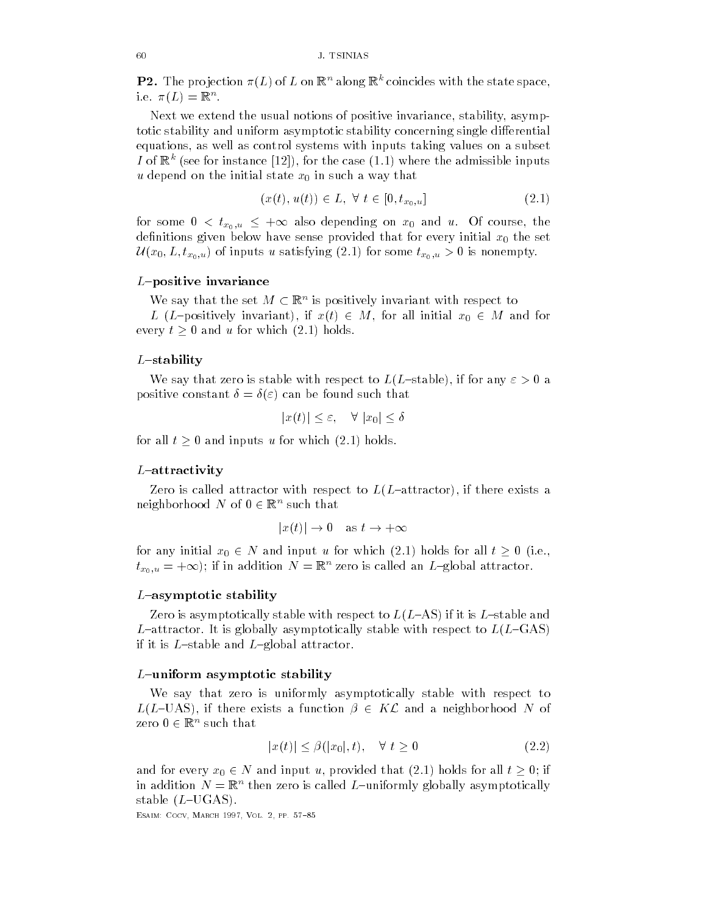**P2.** The projection $\pi(L)$ of $L$ on $\mathbb{R}^n$ along $\mathbb{R}^k$ coincides with the state space, i.e. $\pi(L) = \mathbb{R}^n$.

Next we extend the usual notions of positive invariance, stability, asymptotic stability and uniform asymptotic stability concerning single differential equations, as well as control systems with inputs taking values on a subset $I$ of $\mathbb{R}^k$ (see for instance [12]), for the case (1.1) where the admissible inputs $u$ depend on the initial state $x_0$ in such a way that

$$(x(t), u(t)) \in L, \; \forall \; t \in [0, t_{x_0,u}] \tag{2.1}$$

for some $0 < t_{x_0,u} \leq +\infty$ also depending on $x_0$ and $u$. Of course, the definitions given below have sense provided that for every initial $x_0$ the set $\mathcal{U}(x_0, L, t_{x_0,u})$ of inputs $u$ satisfying (2.1) for some $t_{x_0,u} > 0$ is nonempty.

### $L$–positive invariance

We say that the set $M \subset \mathbb{R}^n$ is positively invariant with respect to $L$ ($L$–positively invariant), if $x(t) \in M$, for all initial $x_0 \in M$ and for every $t \geq 0$ and $u$ for which (2.1) holds.

### $L$–stability

We say that zero is stable with respect to $L$($L$–stable), if for any $\varepsilon > 0$ a positive constant $\delta = \delta(\varepsilon)$ can be found such that

$$|x(t)| \leq \varepsilon, \quad \forall \; |x_0| \leq \delta$$

for all $t \geq 0$ and inputs $u$ for which (2.1) holds.

### $L$–attractivity

Zero is called attractor with respect to $L$($L$–attractor), if there exists a neighborhood $N$ of $0 \in \mathbb{R}^n$ such that

$$|x(t)| \to 0 \quad \text{as } t \to +\infty$$

for any initial $x_0 \in N$ and input $u$ for which (2.1) holds for all $t \geq 0$ (i.e., $t_{x_0,u} = +\infty$); if in addition $N = \mathbb{R}^n$ zero is called an $L$–global attractor.

### $L$–asymptotic stability

Zero is asymptotically stable with respect to $L$($L$–AS) if it is $L$–stable and $L$–attractor. It is globally asymptotically stable with respect to $L$($L$–GAS) if it is $L$–stable and $L$–global attractor.

### $L$–uniform asymptotic stability

We say that zero is uniformly asymptotically stable with respect to $L$($L$–UAS), if there exists a function $\beta \in K\mathcal{L}$ and a neighborhood $N$ of zero $0 \in \mathbb{R}^n$ such that

$$|x(t)| \leq \beta(|x_0|, t), \quad \forall \; t \geq 0 \tag{2.2}$$

and for every $x_0 \in N$ and input $u$, provided that (2.1) holds for all $t \geq 0$; if in addition $N = \mathbb{R}^n$ then zero is called $L$–uniformly globally asymptotically stable ($L$–UGAS).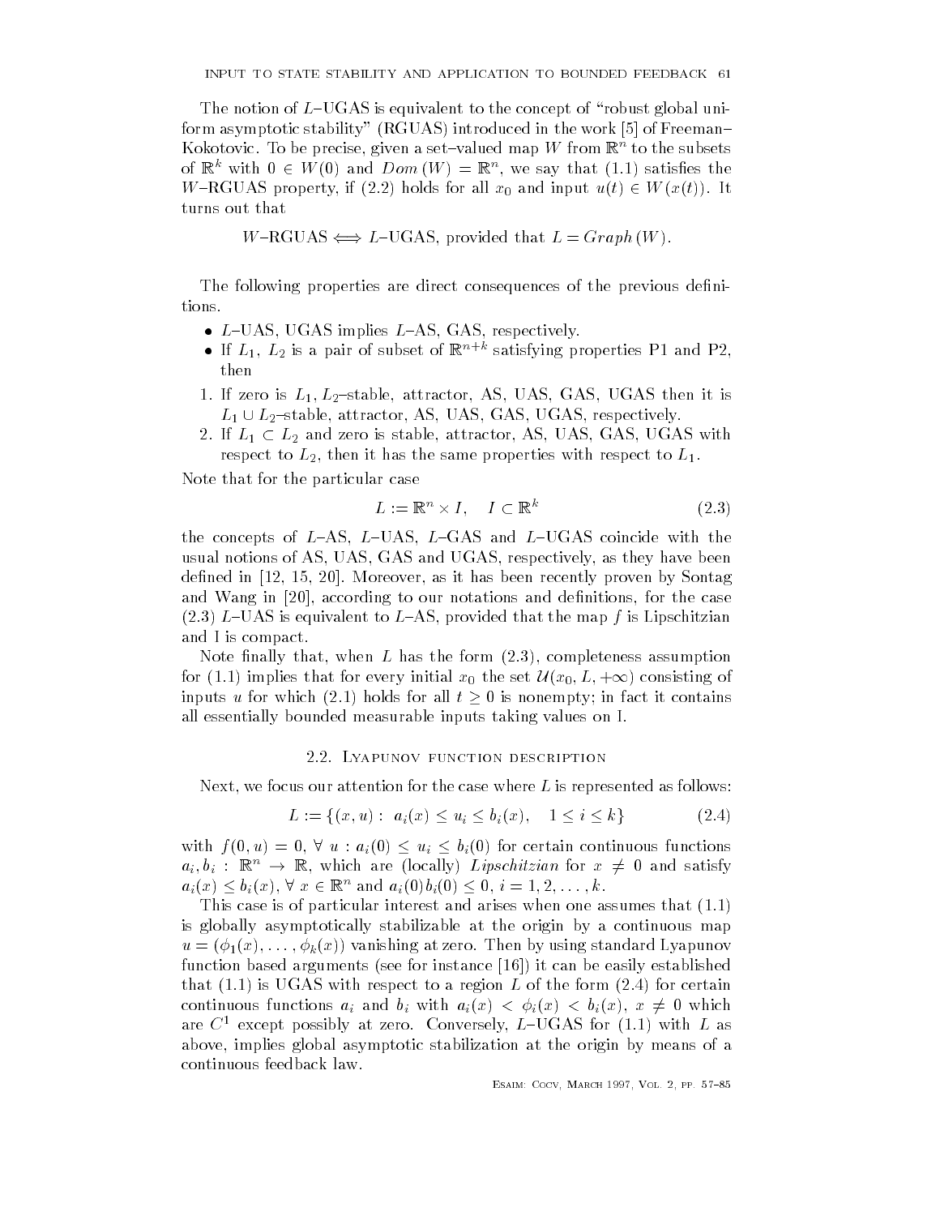The notion of $L$–UGAS is equivalent to the concept of "robust global uniform asymptotic stability" (RGUAS) introduced in the work [5] of Freeman–Kokotovic. To be precise, given a set–valued map $W$ from $\mathbb{R}^n$ to the subsets of $\mathbb{R}^k$ with $0 \in W(0)$ and $Dom\,(W) = \mathbb{R}^n$, we say that (1.1) satisfies the $W$–RGUAS property, if (2.2) holds for all $x_0$ and input $u(t) \in W(x(t))$. It turns out that

$$W\text{–RGUAS} \Longleftrightarrow L\text{–UGAS, provided that } L = Graph\,(W).$$

The following properties are direct consequences of the previous definitions.

- $L$–UAS, UGAS implies $L$–AS, GAS, respectively.
- If $L_1$, $L_2$ is a pair of subset of $\mathbb{R}^{n+k}$ satisfying properties P1 and P2, then

1. If zero is $L_1, L_2$–stable, attractor, AS, UAS, GAS, UGAS then it is $L_1 \cup L_2$–stable, attractor, AS, UAS, GAS, UGAS, respectively.
2. If $L_1 \subset L_2$ and zero is stable, attractor, AS, UAS, GAS, UGAS with respect to $L_2$, then it has the same properties with respect to $L_1$.

Note that for the particular case

$$L := \mathbb{R}^n \times I, \quad I \subset \mathbb{R}^k \tag{2.3}$$

the concepts of $L$–AS, $L$–UAS, $L$–GAS and $L$–UGAS coincide with the usual notions of AS, UAS, GAS and UGAS, respectively, as they have been defined in [12, 15, 20]. Moreover, as it has been recently proven by Sontag and Wang in [20], according to our notations and definitions, for the case (2.3) $L$–UAS is equivalent to $L$–AS, provided that the map $f$ is Lipschitzian and I is compact.

Note finally that, when $L$ has the form (2.3), completeness assumption for (1.1) implies that for every initial $x_0$ the set $\mathcal{U}(x_0, L, +\infty)$ consisting of inputs $u$ for which (2.1) holds for all $t \geq 0$ is nonempty; in fact it contains all essentially bounded measurable inputs taking values on I.

## 2.2. Lyapunov function description

Next, we focus our attention for the case where $L$ is represented as follows:

$$L := \{(x, u) : \ a_i(x) \leq u_i \leq b_i(x), \quad 1 \leq i \leq k\} \tag{2.4}$$

with $f(0, u) = 0$, $\forall\ u : a_i(0) \leq u_i \leq b_i(0)$ for certain continuous functions $a_i, b_i : \mathbb{R}^n \to \mathbb{R}$, which are (locally) *Lipschitzian* for $x \neq 0$ and satisfy $a_i(x) \leq b_i(x)$, $\forall\ x \in \mathbb{R}^n$ and $a_i(0)b_i(0) \leq 0$, $i = 1, 2, \ldots, k$.

This case is of particular interest and arises when one assumes that (1.1) is globally asymptotically stabilizable at the origin by a continuous map $u = (\phi_1(x), \ldots, \phi_k(x))$ vanishing at zero. Then by using standard Lyapunov function based arguments (see for instance [16]) it can be easily established that (1.1) is UGAS with respect to a region $L$ of the form (2.4) for certain continuous functions $a_i$ and $b_i$ with $a_i(x) < \phi_i(x) < b_i(x)$, $x \neq 0$ which are $C^1$ except possibly at zero. Conversely, $L$–UGAS for (1.1) with $L$ as above, implies global asymptotic stabilization at the origin by means of a continuous feedback law.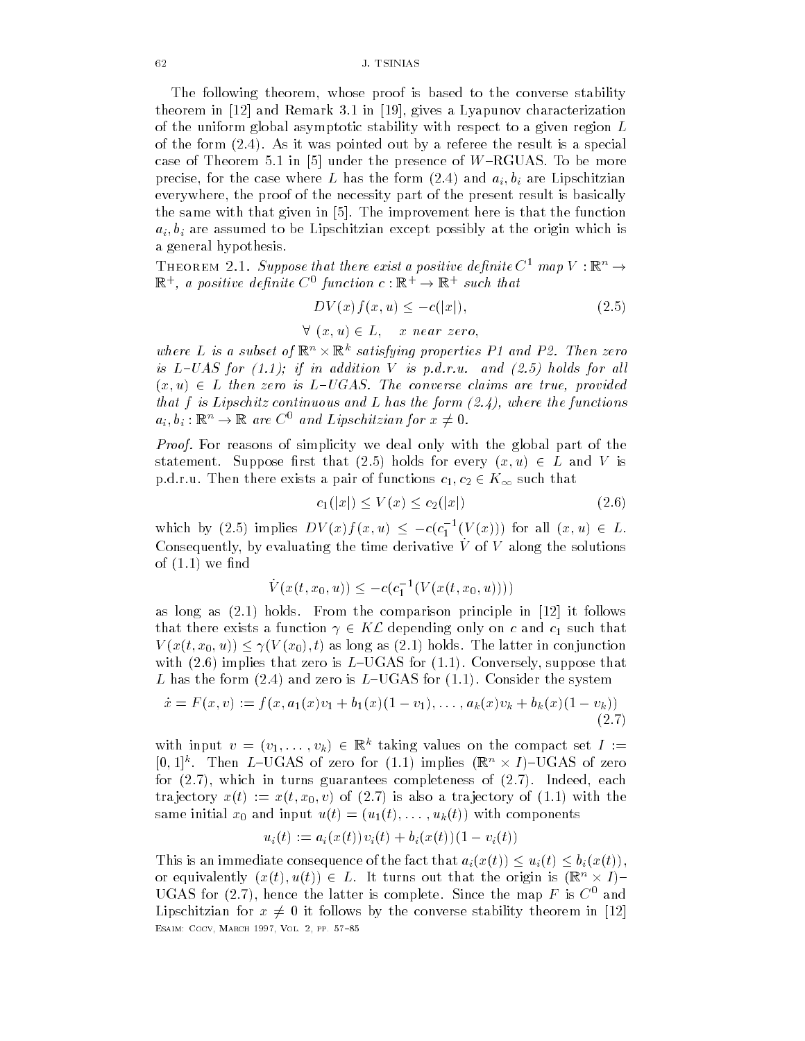The following theorem, whose proof is based to the converse stability theorem in [12] and Remark 3.1 in [19], gives a Lyapunov characterization of the uniform global asymptotic stability with respect to a given region $L$ of the form (2.4). As it was pointed out by a referee the result is a special case of Theorem 5.1 in [5] under the presence of $W$–RGUAS. To be more precise, for the case where $L$ has the form (2.4) and $a_i, b_i$ are Lipschitzian everywhere, the proof of the necessity part of the present result is basically the same with that given in [5]. The improvement here is that the function $a_i, b_i$ are assumed to be Lipschitzian except possibly at the origin which is a general hypothesis.

Theorem 2.1. *Suppose that there exist a positive definite $C^1$ map $V : \mathbb{R}^n \to \mathbb{R}^+$, a positive definite $C^0$ function $c : \mathbb{R}^+ \to \mathbb{R}^+$ such that*

$$DV(x)f(x,u) \leq -c(|x|), \tag{2.5}$$

$$\forall\ (x,u) \in L, \quad x \text{ near zero,}$$

*where $L$ is a subset of $\mathbb{R}^n \times \mathbb{R}^k$ satisfying properties P1 and P2. Then zero is $L$–UAS for (1.1); if in addition $V$ is p.d.r.u. and (2.5) holds for all $(x,u) \in L$ then zero is $L$–UGAS. The converse claims are true, provided that $f$ is Lipschitz continuous and $L$ has the form (2.4), where the functions $a_i, b_i : \mathbb{R}^n \to \mathbb{R}$ are $C^0$ and Lipschitzian for $x \neq 0$.*

*Proof.* For reasons of simplicity we deal only with the global part of the statement. Suppose first that (2.5) holds for every $(x,u) \in L$ and $V$ is p.d.r.u. Then there exists a pair of functions $c_1, c_2 \in K_\infty$ such that

$$c_1(|x|) \leq V(x) \leq c_2(|x|) \tag{2.6}$$

which by (2.5) implies $DV(x)f(x,u) \leq -c(c_1^{-1}(V(x)))$ for all $(x,u) \in L$. Consequently, by evaluating the time derivative $\dot{V}$ of $V$ along the solutions of (1.1) we find

$$\dot{V}(x(t,x_0,u)) \leq -c(c_1^{-1}(V(x(t,x_0,u))))$$

as long as (2.1) holds. From the comparison principle in [12] it follows that there exists a function $\gamma \in K\mathcal{L}$ depending only on $c$ and $c_1$ such that $V(x(t,x_0,u)) \leq \gamma(V(x_0),t)$ as long as (2.1) holds. The latter in conjunction with (2.6) implies that zero is $L$–UGAS for (1.1). Conversely, suppose that $L$ has the form (2.4) and zero is $L$–UGAS for (1.1). Consider the system

$$\dot{x} = F(x,v) := f(x, a_1(x)v_1 + b_1(x)(1-v_1), \ldots, a_k(x)v_k + b_k(x)(1-v_k)) \tag{2.7}$$

with input $v = (v_1, \ldots, v_k) \in \mathbb{R}^k$ taking values on the compact set $I := [0,1]^k$. Then $L$–UGAS of zero for (1.1) implies $(\mathbb{R}^n \times I)$–UGAS of zero for (2.7), which in turns guarantees completeness of (2.7). Indeed, each trajectory $x(t) := x(t,x_0,v)$ of (2.7) is also a trajectory of (1.1) with the same initial $x_0$ and input $u(t) = (u_1(t), \ldots, u_k(t))$ with components

$$u_i(t) := a_i(x(t))v_i(t) + b_i(x(t))(1 - v_i(t))$$

This is an immediate consequence of the fact that $a_i(x(t)) \leq u_i(t) \leq b_i(x(t))$, or equivalently $(x(t), u(t)) \in L$. It turns out that the origin is $(\mathbb{R}^n \times I)$–UGAS for (2.7), hence the latter is complete. Since the map $F$ is $C^0$ and Lipschitzian for $x \neq 0$ it follows by the converse stability theorem in [12]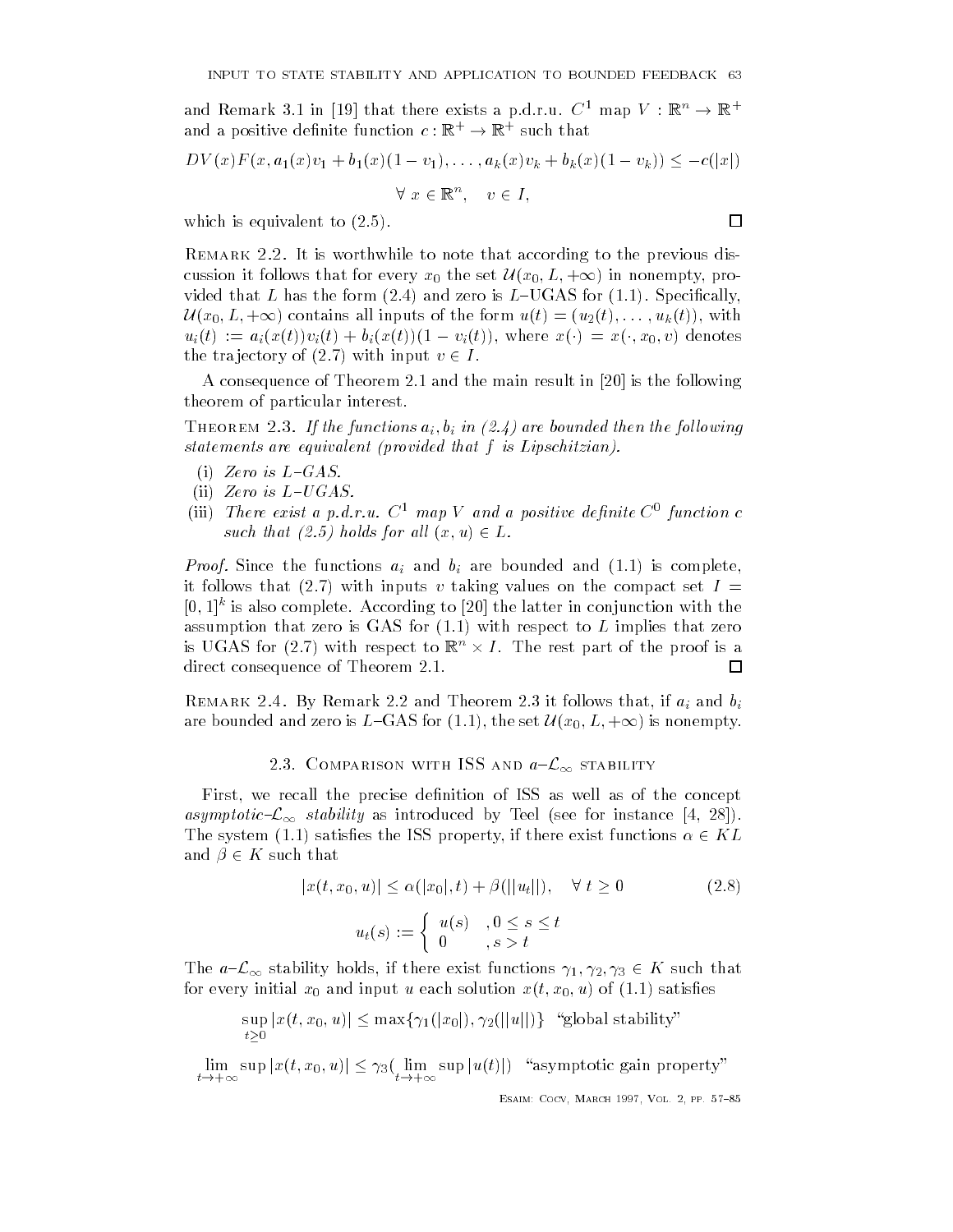and Remark 3.1 in [19] that there exists a p.d.r.u. $C^1$ map $V : \mathbb{R}^n \to \mathbb{R}^+$ and a positive definite function $c : \mathbb{R}^+ \to \mathbb{R}^+$ such that

$$DV(x)F(x, a_1(x)v_1 + b_1(x)(1 - v_1), \ldots, a_k(x)v_k + b_k(x)(1 - v_k)) \leq -c(|x|)$$

$$\forall\ x \in \mathbb{R}^n, \quad v \in I,$$

which is equivalent to (2.5). □

REMARK 2.2. It is worthwhile to note that according to the previous discussion it follows that for every $x_0$ the set $\mathcal{U}(x_0, L, +\infty)$ in nonempty, provided that $L$ has the form (2.4) and zero is $L$–UGAS for (1.1). Specifically, $\mathcal{U}(x_0, L, +\infty)$ contains all inputs of the form $u(t) = (u_2(t), \ldots, u_k(t))$, with $u_i(t) := a_i(x(t))v_i(t) + b_i(x(t))(1 - v_i(t))$, where $x(\cdot) = x(\cdot, x_0, v)$ denotes the trajectory of (2.7) with input $v \in I$.

A consequence of Theorem 2.1 and the main result in [20] is the following theorem of particular interest.

THEOREM 2.3. *If the functions $a_i, b_i$ in (2.4) are bounded then the following statements are equivalent (provided that $f$ is Lipschitzian).*

- (i) *Zero is $L$–GAS.*
- (ii) *Zero is $L$–UGAS.*
- (iii) *There exist a p.d.r.u. $C^1$ map $V$ and a positive definite $C^0$ function $c$ such that (2.5) holds for all $(x, u) \in L$.*

*Proof.* Since the functions $a_i$ and $b_i$ are bounded and (1.1) is complete, it follows that (2.7) with inputs $v$ taking values on the compact set $I = [0, 1]^k$ is also complete. According to [20] the latter in conjunction with the assumption that zero is GAS for (1.1) with respect to $L$ implies that zero is UGAS for (2.7) with respect to $\mathbb{R}^n \times I$. The rest part of the proof is a direct consequence of Theorem 2.1. □

REMARK 2.4. By Remark 2.2 and Theorem 2.3 it follows that, if $a_i$ and $b_i$ are bounded and zero is $L$–GAS for (1.1), the set $\mathcal{U}(x_0, L, +\infty)$ is nonempty.

## 2.3. Comparison with ISS and $a$–$\mathcal{L}_\infty$ stability

First, we recall the precise definition of ISS as well as of the concept *asymptotic-$\mathcal{L}_\infty$ stability* as introduced by Teel (see for instance [4, 28]). The system (1.1) satisfies the ISS property, if there exist functions $\alpha \in KL$ and $\beta \in K$ such that

$$|x(t, x_0, u)| \leq \alpha(|x_0|, t) + \beta(||u_t||), \quad \forall\ t \geq 0 \tag{2.8}$$

$$u_t(s) := \begin{cases} u(s) & , 0 \leq s \leq t \\ 0 & , s > t \end{cases}$$

The $a$–$\mathcal{L}_\infty$ stability holds, if there exist functions $\gamma_1, \gamma_2, \gamma_3 \in K$ such that for every initial $x_0$ and input $u$ each solution $x(t, x_0, u)$ of (1.1) satisfies

$$\sup_{t \geq 0} |x(t, x_0, u)| \leq \max\{\gamma_1(|x_0|), \gamma_2(||u||)\} \text{ "global stability"}$$

$$\lim_{t \to +\infty} \sup |x(t, x_0, u)| \leq \gamma_3(\lim_{t \to +\infty} \sup |u(t)|) \text{ "asymptotic gain property"}$$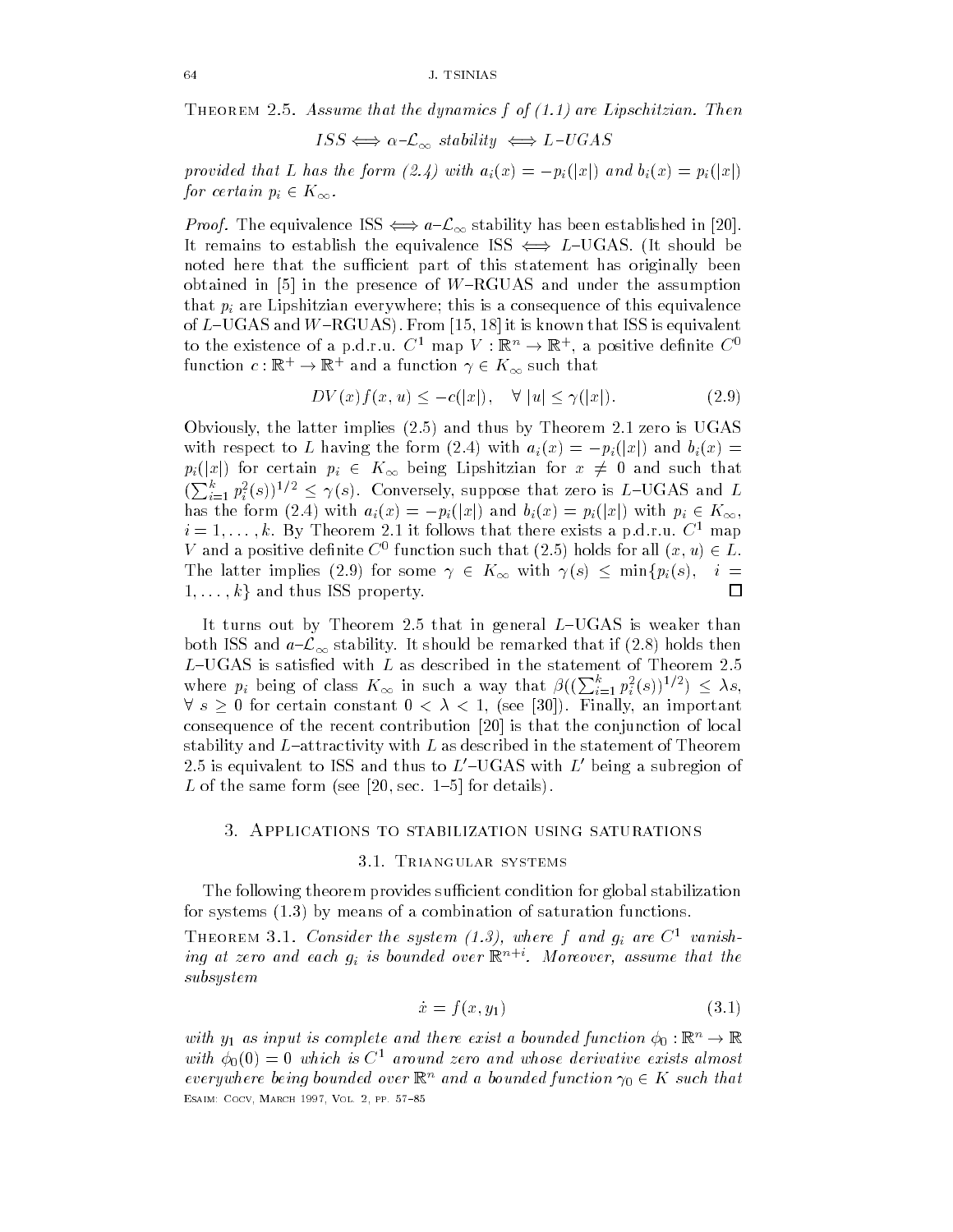**Theorem 2.5.** *Assume that the dynamics $f$ of (1.1) are Lipschitzian. Then*

$$ISS \iff \alpha\text{-}\mathcal{L}_\infty \text{ stability } \iff L\text{-}UGAS$$

*provided that $L$ has the form (2.4) with $a_i(x) = -p_i(|x|)$ and $b_i(x) = p_i(|x|)$ for certain $p_i \in K_\infty$.*

*Proof.* The equivalence ISS $\iff a$–$\mathcal{L}_\infty$ stability has been established in [20]. It remains to establish the equivalence ISS $\iff$ $L$–UGAS. (It should be noted here that the sufficient part of this statement has originally been obtained in [5] in the presence of $W$–RGUAS and under the assumption that $p_i$ are Lipshitzian everywhere; this is a consequence of this equivalence of $L$–UGAS and $W$–RGUAS). From [15, 18] it is known that ISS is equivalent to the existence of a p.d.r.u. $C^1$ map $V : \mathbb{R}^n \to \mathbb{R}^+$, a positive definite $C^0$ function $c : \mathbb{R}^+ \to \mathbb{R}^+$ and a function $\gamma \in K_\infty$ such that

$$DV(x)f(x,u) \leq -c(|x|), \quad \forall\ |u| \leq \gamma(|x|). \tag{2.9}$$

Obviously, the latter implies (2.5) and thus by Theorem 2.1 zero is UGAS with respect to $L$ having the form (2.4) with $a_i(x) = -p_i(|x|)$ and $b_i(x) = p_i(|x|)$ for certain $p_i \in K_\infty$ being Lipshitzian for $x \neq 0$ and such that $(\sum_{i=1}^k p_i^2(s))^{1/2} \leq \gamma(s)$. Conversely, suppose that zero is $L$–UGAS and $L$ has the form (2.4) with $a_i(x) = -p_i(|x|)$ and $b_i(x) = p_i(|x|)$ with $p_i \in K_\infty$, $i = 1, \ldots, k$. By Theorem 2.1 it follows that there exists a p.d.r.u. $C^1$ map $V$ and a positive definite $C^0$ function such that (2.5) holds for all $(x,u) \in L$. The latter implies (2.9) for some $\gamma \in K_\infty$ with $\gamma(s) \leq \min\{p_i(s),\ \ i = 1, \ldots, k\}$ and thus ISS property. $\square$

It turns out by Theorem 2.5 that in general $L$–UGAS is weaker than both ISS and $a$–$\mathcal{L}_\infty$ stability. It should be remarked that if (2.8) holds then $L$–UGAS is satisfied with $L$ as described in the statement of Theorem 2.5 where $p_i$ being of class $K_\infty$ in such a way that $\beta((\sum_{i=1}^k p_i^2(s))^{1/2}) \leq \lambda s$, $\forall\ s \geq 0$ for certain constant $0 < \lambda < 1$, (see [30]). Finally, an important consequence of the recent contribution [20] is that the conjunction of local stability and $L$–attractivity with $L$ as described in the statement of Theorem 2.5 is equivalent to ISS and thus to $L'$–UGAS with $L'$ being a subregion of $L$ of the same form (see [20, sec. 1–5] for details).

## 3. Applications to stabilization using saturations

### 3.1. Triangular systems

The following theorem provides sufficient condition for global stabilization for systems (1.3) by means of a combination of saturation functions.

**Theorem 3.1.** *Consider the system (1.3), where $f$ and $g_i$ are $C^1$ vanishing at zero and each $g_i$ is bounded over $\mathbb{R}^{n+i}$. Moreover, assume that the subsystem*

$$\dot{x} = f(x, y_1) \tag{3.1}$$

*with $y_1$ as input is complete and there exist a bounded function $\phi_0 : \mathbb{R}^n \to \mathbb{R}$ with $\phi_0(0) = 0$ which is $C^1$ around zero and whose derivative exists almost everywhere being bounded over $\mathbb{R}^n$ and a bounded function $\gamma_0 \in K$ such that*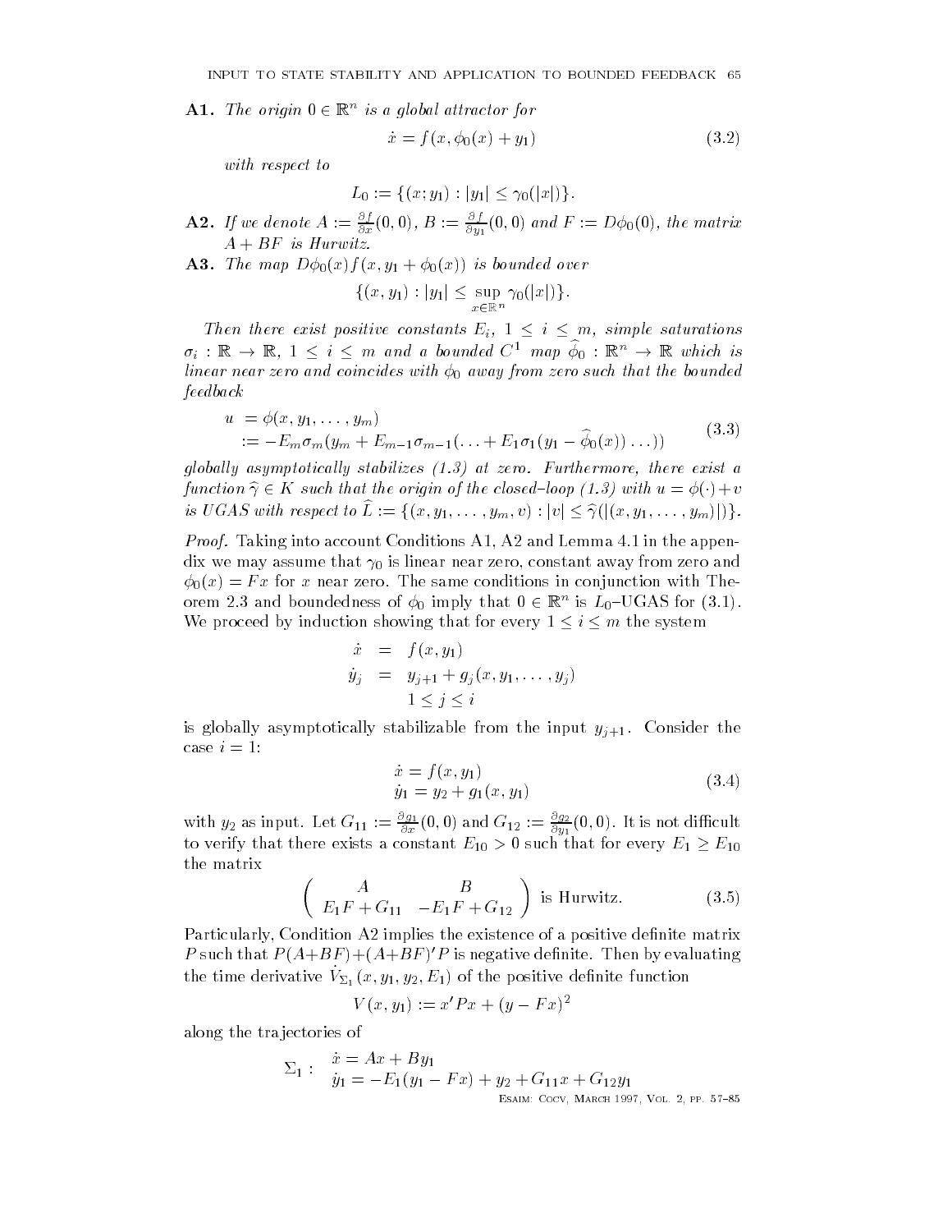**A1.** *The origin $0 \in \mathbb{R}^n$ is a global attractor for*

$$\dot{x} = f(x, \phi_0(x) + y_1) \tag{3.2}$$

*with respect to*

$$L_0 := \{(x; y_1) : |y_1| \le \gamma_0(|x|)\}.$$

**A2.** *If we denote $A := \frac{\partial f}{\partial x}(0,0)$, $B := \frac{\partial f}{\partial y_1}(0,0)$ and $F := D\phi_0(0)$, the matrix $A + BF$ is Hurwitz.*

**A3.** *The map $D\phi_0(x) f(x, y_1 + \phi_0(x))$ is bounded over*

$$\{(x, y_1) : |y_1| \le \sup_{x \in \mathbb{R}^n} \gamma_0(|x|)\}.$$

*Then there exist positive constants $E_i$, $1 \le i \le m$, simple saturations $\sigma_i : \mathbb{R} \to \mathbb{R}$, $1 \le i \le m$ and a bounded $C^1$ map $\widehat{\phi}_0 : \mathbb{R}^n \to \mathbb{R}$ which is linear near zero and coincides with $\phi_0$ away from zero such that the bounded feedback*

$$\begin{aligned} u &= \phi(x, y_1, \ldots, y_m) \\ &:= -E_m \sigma_m(y_m + E_{m-1}\sigma_{m-1}(\ldots + E_1 \sigma_1(y_1 - \widehat{\phi}_0(x)) \ldots)) \end{aligned} \tag{3.3}$$

*globally asymptotically stabilizes (1.3) at zero. Furthermore, there exist a function $\widehat{\gamma} \in K$ such that the origin of the closed–loop (1.3) with $u = \phi(\cdot) + v$ is UGAS with respect to $\widehat{L} := \{(x, y_1, \ldots, y_m, v) : |v| \le \widehat{\gamma}(|(x, y_1, \ldots, y_m)|)\}$.*

*Proof.* Taking into account Conditions A1, A2 and Lemma 4.1 in the appendix we may assume that $\gamma_0$ is linear near zero, constant away from zero and $\phi_0(x) = Fx$ for $x$ near zero. The same conditions in conjunction with Theorem 2.3 and boundedness of $\phi_0$ imply that $0 \in \mathbb{R}^n$ is $L_0$–UGAS for (3.1). We proceed by induction showing that for every $1 \le i \le m$ the system

$$\begin{aligned} \dot{x} &= f(x, y_1) \\ \dot{y}_j &= y_{j+1} + g_j(x, y_1, \ldots, y_j) \\ & \quad 1 \le j \le i \end{aligned}$$

is globally asymptotically stabilizable from the input $y_{j+1}$. Consider the case $i = 1$:

$$\begin{aligned} \dot{x} &= f(x, y_1) \\ \dot{y}_1 &= y_2 + g_1(x, y_1) \end{aligned} \tag{3.4}$$

with $y_2$ as input. Let $G_{11} := \frac{\partial g_1}{\partial x}(0,0)$ and $G_{12} := \frac{\partial g_2}{\partial y_1}(0,0)$. It is not difficult to verify that there exists a constant $E_{10} > 0$ such that for every $E_1 \ge E_{10}$ the matrix

$$\begin{pmatrix} A & B \\ E_1 F + G_{11} & -E_1 F + G_{12} \end{pmatrix} \text{ is Hurwitz.} \tag{3.5}$$

Particularly, Condition A2 implies the existence of a positive definite matrix $P$ such that $P(A+BF) + (A+BF)'P$ is negative definite. Then by evaluating the time derivative $\dot{V}_{\Sigma_1}(x, y_1, y_2, E_1)$ of the positive definite function

$$V(x, y_1) := x'Px + (y - Fx)^2$$

along the trajectories of

$$\Sigma_1 : \quad \begin{aligned} \dot{x} &= Ax + By_1 \\ \dot{y}_1 &= -E_1(y_1 - Fx) + y_2 + G_{11}x + G_{12}y_1 \end{aligned}$$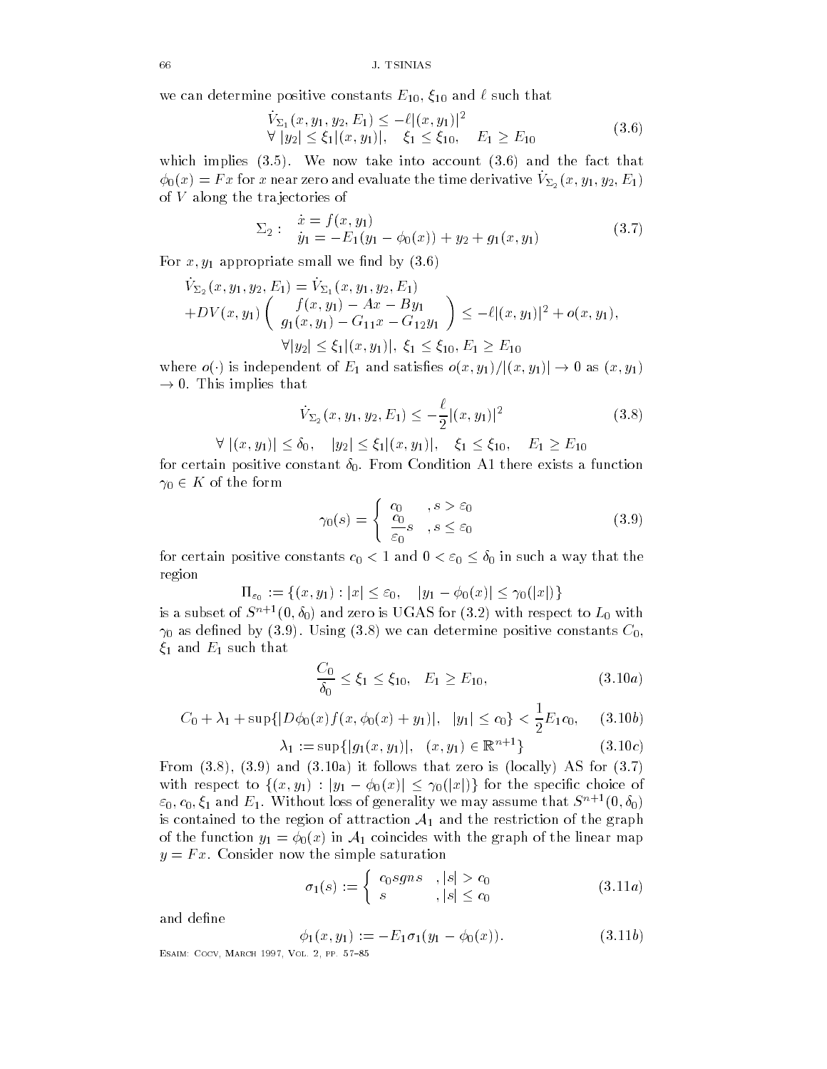we can determine positive constants $E_{10}$, $\xi_{10}$ and $\ell$ such that

$$
\begin{aligned}
&\dot{V}_{\Sigma_1}(x, y_1, y_2, E_1) \leq -\ell|(x, y_1)|^2 \\
&\forall\ |y_2| \leq \xi_1|(x, y_1)|, \quad \xi_1 \leq \xi_{10}, \quad E_1 \geq E_{10}
\end{aligned} \tag{3.6}
$$

which implies (3.5). We now take into account (3.6) and the fact that $\phi_0(x) = Fx$ for $x$ near zero and evaluate the time derivative $\dot{V}_{\Sigma_2}(x, y_1, y_2, E_1)$ of $V$ along the trajectories of

$$
\Sigma_2 : \quad \begin{aligned} &\dot{x} = f(x, y_1) \\ &\dot{y}_1 = -E_1(y_1 - \phi_0(x)) + y_2 + g_1(x, y_1) \end{aligned} \tag{3.7}
$$

For $x, y_1$ appropriate small we find by (3.6)

$$
\begin{aligned}
&\dot{V}_{\Sigma_2}(x, y_1, y_2, E_1) = \dot{V}_{\Sigma_1}(x, y_1, y_2, E_1) \\
&+DV(x, y_1)\begin{pmatrix} f(x, y_1) - Ax - By_1 \\ g_1(x, y_1) - G_{11}x - G_{12}y_1 \end{pmatrix} \leq -\ell|(x, y_1)|^2 + o(x, y_1), \\
&\qquad \forall |y_2| \leq \xi_1|(x, y_1)|,\ \xi_1 \leq \xi_{10}, E_1 \geq E_{10}
\end{aligned}
$$

where $o(\cdot)$ is independent of $E_1$ and satisfies $o(x, y_1)/|(x, y_1)| \to 0$ as $(x, y_1) \to 0$. This implies that

$$
\dot{V}_{\Sigma_2}(x, y_1, y_2, E_1) \leq -\frac{\ell}{2}|(x, y_1)|^2 \tag{3.8}
$$

$$
\forall\ |(x, y_1)| \leq \delta_0, \quad |y_2| \leq \xi_1|(x, y_1)|, \quad \xi_1 \leq \xi_{10}, \quad E_1 \geq E_{10}
$$

for certain positive constant $\delta_0$. From Condition A1 there exists a function $\gamma_0 \in K$ of the form

$$
\gamma_0(s) = \begin{cases} c_0 & , s > \varepsilon_0 \\ \dfrac{c_0}{\varepsilon_0}s & , s \leq \varepsilon_0 \end{cases} \tag{3.9}
$$

for certain positive constants $c_0 < 1$ and $0 < \varepsilon_0 \leq \delta_0$ in such a way that the region

$$
\Pi_{\varepsilon_0} := \{(x, y_1) : |x| \leq \varepsilon_0, \quad |y_1 - \phi_0(x)| \leq \gamma_0(|x|)\}
$$

is a subset of $S^{n+1}(0, \delta_0)$ and zero is UGAS for (3.2) with respect to $L_0$ with $\gamma_0$ as defined by (3.9). Using (3.8) we can determine positive constants $C_0$, $\xi_1$ and $E_1$ such that

$$
\frac{C_0}{\delta_0} \leq \xi_1 \leq \xi_{10}, \quad E_1 \geq E_{10}, \tag{3.10a}
$$

$$
C_0 + \lambda_1 + \sup\{|D\phi_0(x)f(x, \phi_0(x) + y_1)|, \quad |y_1| \leq c_0\} < \frac{1}{2}E_1 c_0, \tag{3.10b}
$$

$$
\lambda_1 := \sup\{|g_1(x, y_1)|, \quad (x, y_1) \in \mathbb{R}^{n+1}\} \tag{3.10c}
$$

From (3.8), (3.9) and (3.10a) it follows that zero is (locally) AS for (3.7) with respect to $\{(x, y_1) : |y_1 - \phi_0(x)| \leq \gamma_0(|x|)\}$ for the specific choice of $\varepsilon_0, c_0, \xi_1$ and $E_1$. Without loss of generality we may assume that $S^{n+1}(0, \delta_0)$ is contained to the region of attraction $\mathcal{A}_1$ and the restriction of the graph of the function $y_1 = \phi_0(x)$ in $\mathcal{A}_1$ coincides with the graph of the linear map $y = Fx$. Consider now the simple saturation

$$
\sigma_1(s) := \begin{cases} c_0 sgn s & , |s| > c_0 \\ s & , |s| \leq c_0 \end{cases} \tag{3.11a}
$$

and define

$$
\phi_1(x, y_1) := -E_1\sigma_1(y_1 - \phi_0(x)). \tag{3.11b}
$$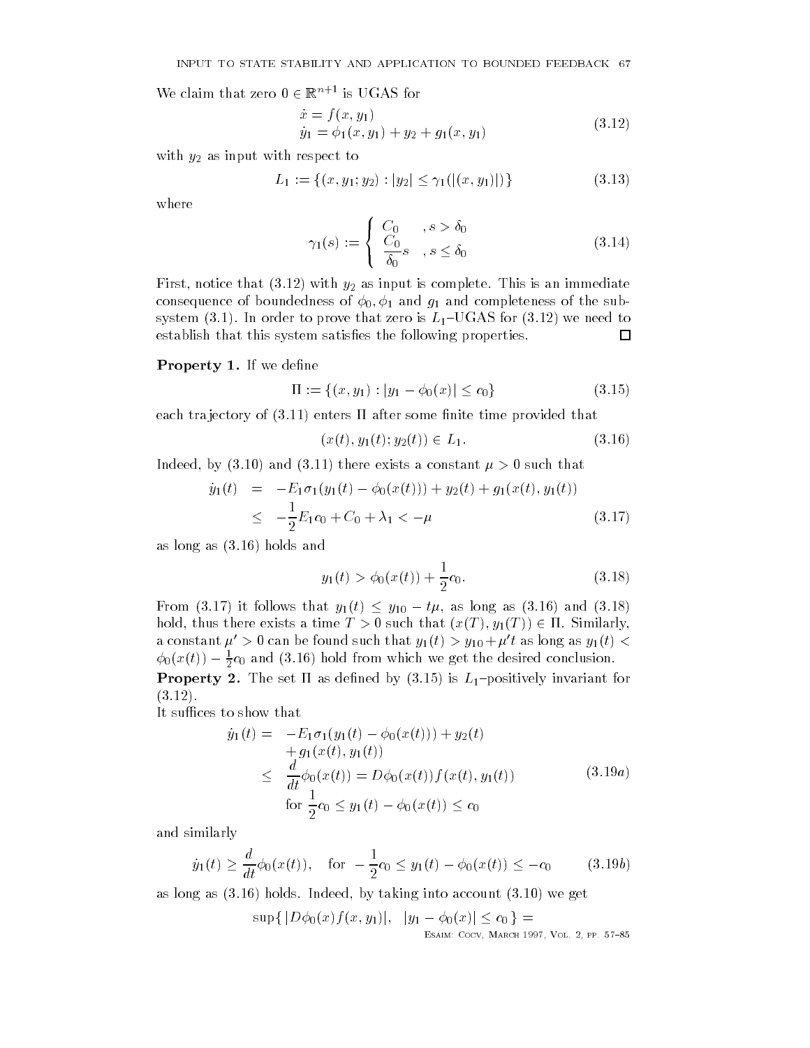We claim that zero $0 \in \mathbb{R}^{n+1}$ is UGAS for

$$
\begin{aligned}
\dot{x} &= f(x, y_1) \\
\dot{y}_1 &= \phi_1(x, y_1) + y_2 + g_1(x, y_1)
\end{aligned}
\tag{3.12}
$$

with $y_2$ as input with respect to

$$
L_1 := \{(x, y_1; y_2) : |y_2| \leq \gamma_1(|(x, y_1)|)\}
\tag{3.13}
$$

where

$$
\gamma_1(s) := \begin{cases} C_0 & , s > \delta_0 \\ \dfrac{C_0}{\delta_0} s & , s \leq \delta_0 \end{cases}
\tag{3.14}
$$

First, notice that (3.12) with $y_2$ as input is complete. This is an immediate consequence of boundedness of $\phi_0, \phi_1$ and $g_1$ and completeness of the subsystem (3.1). In order to prove that zero is $L_1$–UGAS for (3.12) we need to establish that this system satisfies the following properties. □

**Property 1.** If we define

$$
\Pi := \{(x, y_1) : |y_1 - \phi_0(x)| \leq c_0\}
\tag{3.15}
$$

each trajectory of (3.11) enters $\Pi$ after some finite time provided that

$$
(x(t), y_1(t); y_2(t)) \in L_1.
\tag{3.16}
$$

Indeed, by (3.10) and (3.11) there exists a constant $\mu > 0$ such that

$$
\begin{aligned}
\dot{y}_1(t) &= -E_1\sigma_1(y_1(t) - \phi_0(x(t))) + y_2(t) + g_1(x(t), y_1(t)) \\
&\leq -\frac{1}{2}E_1 c_0 + C_0 + \lambda_1 < -\mu
\end{aligned}
\tag{3.17}
$$

as long as (3.16) holds and

$$
y_1(t) > \phi_0(x(t)) + \frac{1}{2}c_0.
\tag{3.18}
$$

From (3.17) it follows that $y_1(t) \leq y_{10} - t\mu$, as long as (3.16) and (3.18) hold, thus there exists a time $T > 0$ such that $(x(T), y_1(T)) \in \Pi$. Similarly, a constant $\mu' > 0$ can be found such that $y_1(t) > y_{10} + \mu' t$ as long as $y_1(t) < \phi_0(x(t)) - \frac{1}{2}c_0$ and (3.16) hold from which we get the desired conclusion.

**Property 2.** The set $\Pi$ as defined by (3.15) is $L_1$–positively invariant for (3.12).

It suffices to show that

$$
\begin{aligned}
\dot{y}_1(t) = \; & -E_1\sigma_1(y_1(t) - \phi_0(x(t))) + y_2(t) \\
& + g_1(x(t), y_1(t)) \\
\leq \; & \frac{d}{dt}\phi_0(x(t)) = D\phi_0(x(t)) f(x(t), y_1(t)) \\
& \text{for } \frac{1}{2}c_0 \leq y_1(t) - \phi_0(x(t)) \leq c_0
\end{aligned}
\tag{3.19a}
$$

and similarly

$$
\dot{y}_1(t) \geq \frac{d}{dt}\phi_0(x(t)), \quad \text{for } -\frac{1}{2}c_0 \leq y_1(t) - \phi_0(x(t)) \leq -c_0
\tag{3.19b}
$$

as long as (3.16) holds. Indeed, by taking into account (3.10) we get

$$
\sup\{\, |D\phi_0(x) f(x, y_1)|, \;\; |y_1 - \phi_0(x)| \leq c_0 \,\} =
$$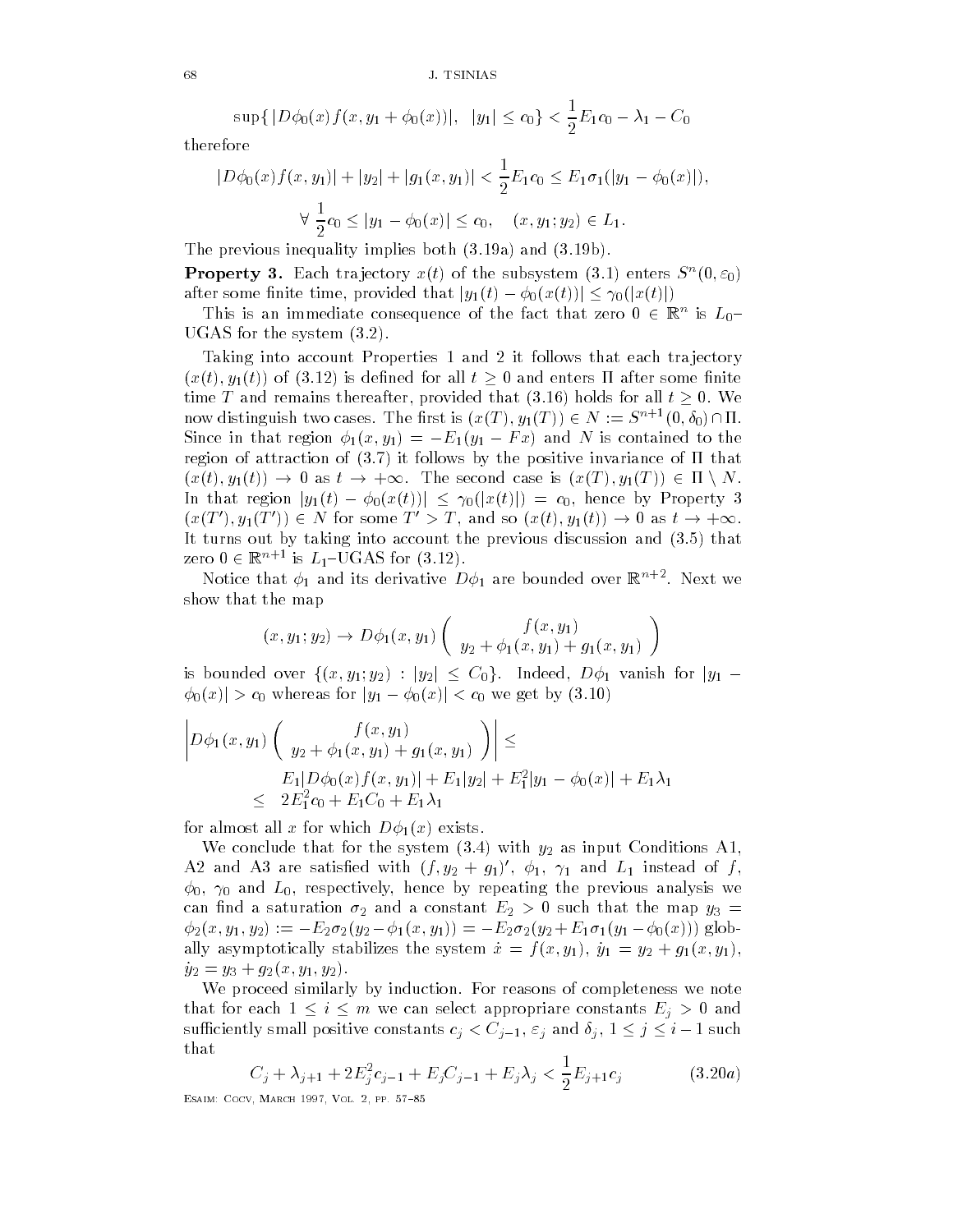$$\sup\{\,|D\phi_0(x)f(x,y_1+\phi_0(x))|,\quad |y_1|\le c_0\}<\frac{1}{2}E_1c_0-\lambda_1-C_0$$

therefore

$$|D\phi_0(x)f(x,y_1)|+|y_2|+|g_1(x,y_1)|<\frac{1}{2}E_1c_0\le E_1\sigma_1(|y_1-\phi_0(x)|),$$

$$\forall\ \frac{1}{2}c_0\le |y_1-\phi_0(x)|\le c_0,\quad (x,y_1;y_2)\in L_1.$$

The previous inequality implies both (3.19a) and (3.19b).

**Property 3.** Each trajectory $x(t)$ of the subsystem (3.1) enters $S^n(0,\varepsilon_0)$ after some finite time, provided that $|y_1(t)-\phi_0(x(t))|\le\gamma_0(|x(t)|)$

This is an immediate consequence of the fact that zero $0\in\mathbb{R}^n$ is $L_0$–UGAS for the system (3.2).

Taking into account Properties 1 and 2 it follows that each trajectory $(x(t),y_1(t))$ of (3.12) is defined for all $t\ge 0$ and enters $\Pi$ after some finite time $T$ and remains thereafter, provided that (3.16) holds for all $t\ge 0$. We now distinguish two cases. The first is $(x(T),y_1(T))\in N:=S^{n+1}(0,\delta_0)\cap\Pi$. Since in that region $\phi_1(x,y_1)=-E_1(y_1-Fx)$ and $N$ is contained to the region of attraction of (3.7) it follows by the positive invariance of $\Pi$ that $(x(t),y_1(t))\to 0$ as $t\to+\infty$. The second case is $(x(T),y_1(T))\in\Pi\setminus N$. In that region $|y_1(t)-\phi_0(x(t))|\le\gamma_0(|x(t)|)=c_0$, hence by Property 3 $(x(T'),y_1(T'))\in N$ for some $T'>T$, and so $(x(t),y_1(t))\to 0$ as $t\to+\infty$. It turns out by taking into account the previous discussion and (3.5) that zero $0\in\mathbb{R}^{n+1}$ is $L_1$–UGAS for (3.12).

Notice that $\phi_1$ and its derivative $D\phi_1$ are bounded over $\mathbb{R}^{n+2}$. Next we show that the map

$$(x,y_1;y_2)\to D\phi_1(x,y_1)\begin{pmatrix} f(x,y_1)\\ y_2+\phi_1(x,y_1)+g_1(x,y_1)\end{pmatrix}$$

is bounded over $\{(x,y_1;y_2):|y_2|\le C_0\}$. Indeed, $D\phi_1$ vanish for $|y_1-\phi_0(x)|>c_0$ whereas for $|y_1-\phi_0(x)|<c_0$ we get by (3.10)

$$\begin{aligned}
\left|D\phi_1(x,y_1)\begin{pmatrix} f(x,y_1)\\ y_2+\phi_1(x,y_1)+g_1(x,y_1)\end{pmatrix}\right| &\le\\
E_1|D\phi_0(x)f(x,y_1)|+E_1|y_2|&+E_1^2|y_1-\phi_0(x)|+E_1\lambda_1\\
\le\ 2E_1^2c_0+E_1C_0+E_1\lambda_1&
\end{aligned}$$

for almost all $x$ for which $D\phi_1(x)$ exists.

We conclude that for the system (3.4) with $y_2$ as input Conditions A1, A2 and A3 are satisfied with $(f,y_2+g_1)'$, $\phi_1$, $\gamma_1$ and $L_1$ instead of $f$, $\phi_0$, $\gamma_0$ and $L_0$, respectively, hence by repeating the previous analysis we can find a saturation $\sigma_2$ and a constant $E_2>0$ such that the map $y_3=\phi_2(x,y_1,y_2):=-E_2\sigma_2(y_2-\phi_1(x,y_1))=-E_2\sigma_2(y_2+E_1\sigma_1(y_1-\phi_0(x)))$ globally asymptotically stabilizes the system $\dot{x}=f(x,y_1)$, $\dot{y}_1=y_2+g_1(x,y_1)$, $\dot{y}_2=y_3+g_2(x,y_1,y_2)$.

We proceed similarly by induction. For reasons of completeness we note that for each $1\le i\le m$ we can select appropriare constants $E_j>0$ and sufficiently small positive constants $c_j<C_{j-1}$, $\varepsilon_j$ and $\delta_j$, $1\le j\le i-1$ such that

$$C_j+\lambda_{j+1}+2E_j^2c_{j-1}+E_jC_{j-1}+E_j\lambda_j<\frac{1}{2}E_{j+1}c_j \tag{3.20a}$$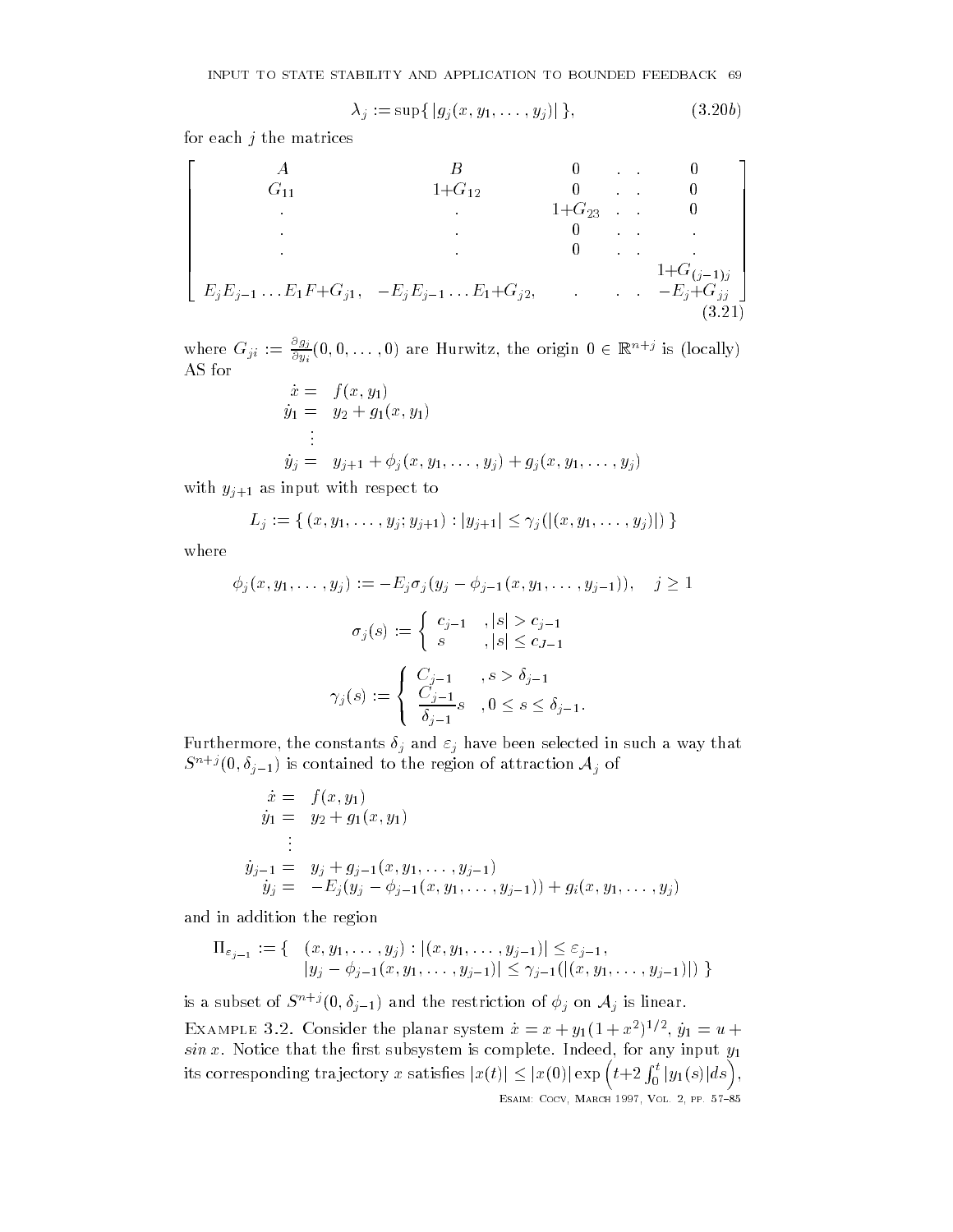$$\lambda_j := \sup\{\, |g_j(x, y_1, \ldots, y_j)|\,\}, \tag{3.20b}$$

for each $j$ the matrices

$$\begin{bmatrix} A & B & 0 & . & . & 0 \\ G_{11} & 1{+}G_{12} & 0 & . & . & 0 \\ . & . & 1{+}G_{23} & . & . & 0 \\ . & . & 0 & . & . & . \\ . & . & 0 & . & . & . \\ & & & & & 1{+}G_{(j-1)j} \\ E_jE_{j-1}\ldots E_1F{+}G_{j1}, & -E_jE_{j-1}\ldots E_1{+}G_{j2}, & . & . & . & -E_j{+}G_{jj} \end{bmatrix} \tag{3.21}$$

where $G_{ji} := \frac{\partial g_j}{\partial y_i}(0, 0, \ldots, 0)$ are Hurwitz, the origin $0 \in \mathbb{R}^{n+j}$ is (locally) AS for

$$\begin{aligned} \dot{x} &= f(x, y_1) \\ \dot{y}_1 &= y_2 + g_1(x, y_1) \\ &\vdots \\ \dot{y}_j &= y_{j+1} + \phi_j(x, y_1, \ldots, y_j) + g_j(x, y_1, \ldots, y_j) \end{aligned}$$

with $y_{j+1}$ as input with respect to

$$L_j := \{\, (x, y_1, \ldots, y_j; y_{j+1}) : |y_{j+1}| \le \gamma_j(|(x, y_1, \ldots, y_j)|)\,\}$$

where

$$\phi_j(x, y_1, \ldots, y_j) := -E_j\sigma_j(y_j - \phi_{j-1}(x, y_1, \ldots, y_{j-1})), \quad j \ge 1$$

$$\sigma_j(s) := \begin{cases} c_{j-1} & , |s| > c_{j-1} \\ s & , |s| \le c_{J-1} \end{cases}$$

$$\gamma_j(s) := \begin{cases} C_{j-1} & , s > \delta_{j-1} \\ \dfrac{C_{j-1}}{\delta_{j-1}} s & , 0 \le s \le \delta_{j-1}. \end{cases}$$

Furthermore, the constants $\delta_j$ and $\varepsilon_j$ have been selected in such a way that $S^{n+j}(0, \delta_{j-1})$ is contained to the region of attraction $\mathcal{A}_j$ of

$$\begin{aligned} \dot{x} &= f(x, y_1) \\ \dot{y}_1 &= y_2 + g_1(x, y_1) \\ &\vdots \\ \dot{y}_{j-1} &= y_j + g_{j-1}(x, y_1, \ldots, y_{j-1}) \\ \dot{y}_j &= -E_j(y_j - \phi_{j-1}(x, y_1, \ldots, y_{j-1})) + g_i(x, y_1, \ldots, y_j) \end{aligned}$$

and in addition the region

$$\begin{aligned} \Pi_{\varepsilon_{j-1}} := \{ \quad & (x, y_1, \ldots, y_j) : |(x, y_1, \ldots, y_{j-1})| \le \varepsilon_{j-1}, \\ & |y_j - \phi_{j-1}(x, y_1, \ldots, y_{j-1})| \le \gamma_{j-1}(|(x, y_1, \ldots, y_{j-1})|)\,\} \end{aligned}$$

is a subset of $S^{n+j}(0, \delta_{j-1})$ and the restriction of $\phi_j$ on $\mathcal{A}_j$ is linear.

EXAMPLE 3.2. Consider the planar system $\dot{x} = x + y_1(1 + x^2)^{1/2}$, $\dot{y}_1 = u + \sin x$. Notice that the first subsystem is complete. Indeed, for any input $y_1$ its corresponding trajectory $x$ satisfies $|x(t)| \le |x(0)| \exp\left(t{+}2\int_0^t |y_1(s)|ds\right)$,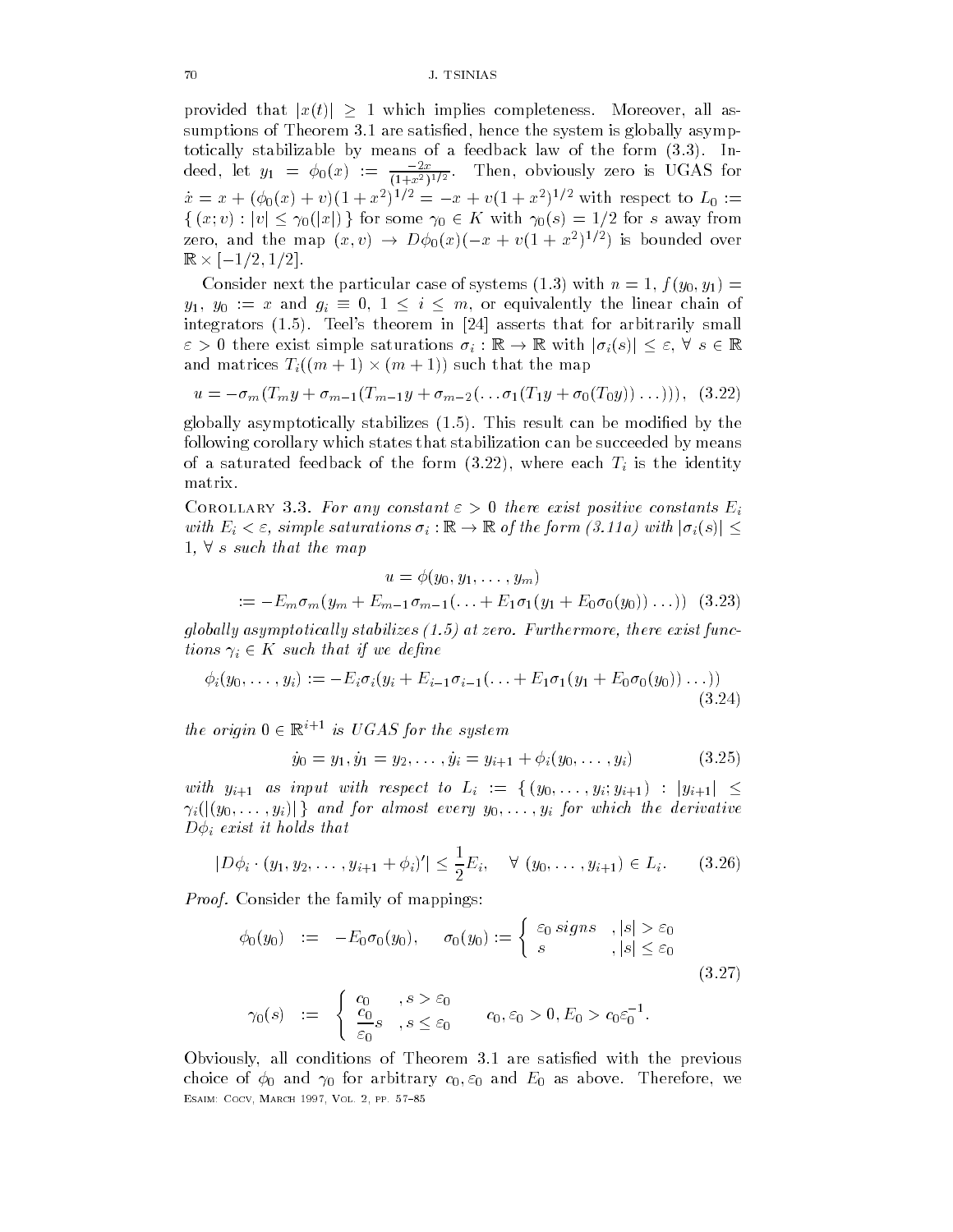provided that $|x(t)| \geq 1$ which implies completeness. Moreover, all assumptions of Theorem 3.1 are satisfied, hence the system is globally asymptotically stabilizable by means of a feedback law of the form (3.3). Indeed, let $y_1 = \phi_0(x) := \frac{-2x}{(1+x^2)^{1/2}}$. Then, obviously zero is UGAS for $\dot{x} = x + (\phi_0(x) + v)(1+x^2)^{1/2} = -x + v(1+x^2)^{1/2}$ with respect to $L_0 := \{ (x; v) : |v| \leq \gamma_0(|x|) \}$ for some $\gamma_0 \in K$ with $\gamma_0(s) = 1/2$ for $s$ away from zero, and the map $(x, v) \to D\phi_0(x)(-x + v(1+x^2)^{1/2})$ is bounded over $\mathbb{R} \times [-1/2, 1/2]$.

Consider next the particular case of systems (1.3) with $n = 1$, $f(y_0, y_1) = y_1$, $y_0 := x$ and $g_i \equiv 0$, $1 \leq i \leq m$, or equivalently the linear chain of integrators (1.5). Teel's theorem in [24] asserts that for arbitrarily small $\varepsilon > 0$ there exist simple saturations $\sigma_i : \mathbb{R} \to \mathbb{R}$ with $|\sigma_i(s)| \leq \varepsilon$, $\forall\ s \in \mathbb{R}$ and matrices $T_i((m+1) \times (m+1))$ such that the map

$$u = -\sigma_m(T_m y + \sigma_{m-1}(T_{m-1} y + \sigma_{m-2}(\ldots \sigma_1(T_1 y + \sigma_0(T_0 y))\ldots))), \quad (3.22)$$

globally asymptotically stabilizes (1.5). This result can be modified by the following corollary which states that stabilization can be succeeded by means of a saturated feedback of the form (3.22), where each $T_i$ is the identity matrix.

Corollary 3.3. *For any constant $\varepsilon > 0$ there exist positive constants $E_i$ with $E_i < \varepsilon$, simple saturations $\sigma_i : \mathbb{R} \to \mathbb{R}$ of the form (3.11a) with $|\sigma_i(s)| \leq 1$, $\forall$ $s$ such that the map*

$$\begin{aligned} u &= \phi(y_0, y_1, \ldots, y_m) \\ &:= -E_m \sigma_m(y_m + E_{m-1}\sigma_{m-1}(\ldots + E_1\sigma_1(y_1 + E_0\sigma_0(y_0))\ldots)) \quad (3.23) \end{aligned}$$

*globally asymptotically stabilizes (1.5) at zero. Furthermore, there exist functions $\gamma_i \in K$ such that if we define*

$$\phi_i(y_0, \ldots, y_i) := -E_i\sigma_i(y_i + E_{i-1}\sigma_{i-1}(\ldots + E_1\sigma_1(y_1 + E_0\sigma_0(y_0))\ldots)) \quad (3.24)$$

*the origin $0 \in \mathbb{R}^{i+1}$ is UGAS for the system*

$$\dot{y}_0 = y_1, \dot{y}_1 = y_2, \ldots, \dot{y}_i = y_{i+1} + \phi_i(y_0, \ldots, y_i) \quad (3.25)$$

*with $y_{i+1}$ as input with respect to $L_i := \{ (y_0, \ldots, y_i; y_{i+1}) : |y_{i+1}| \leq \gamma_i(|(y_0, \ldots, y_i)|\}$ and for almost every $y_0, \ldots, y_i$ for which the derivative $D\phi_i$ exist it holds that*

$$|D\phi_i \cdot (y_1, y_2, \ldots, y_{i+1} + \phi_i)'| \leq \frac{1}{2}E_i, \quad \forall\ (y_0, \ldots, y_{i+1}) \in L_i. \quad (3.26)$$

*Proof.* Consider the family of mappings:

$$\begin{aligned} \phi_0(y_0) &:= -E_0\sigma_0(y_0), \quad \sigma_0(y_0) := \begin{cases} \varepsilon_0 \, sign s & , |s| > \varepsilon_0 \\ s & , |s| \leq \varepsilon_0 \end{cases} \\ \gamma_0(s) &:= \begin{cases} c_0 & , s > \varepsilon_0 \\ \dfrac{c_0}{\varepsilon_0} s & , s \leq \varepsilon_0 \end{cases} \quad c_0, \varepsilon_0 > 0, E_0 > c_0\varepsilon_0^{-1}. \end{aligned} \quad (3.27)$$

Obviously, all conditions of Theorem 3.1 are satisfied with the previous choice of $\phi_0$ and $\gamma_0$ for arbitrary $c_0, \varepsilon_0$ and $E_0$ as above. Therefore, we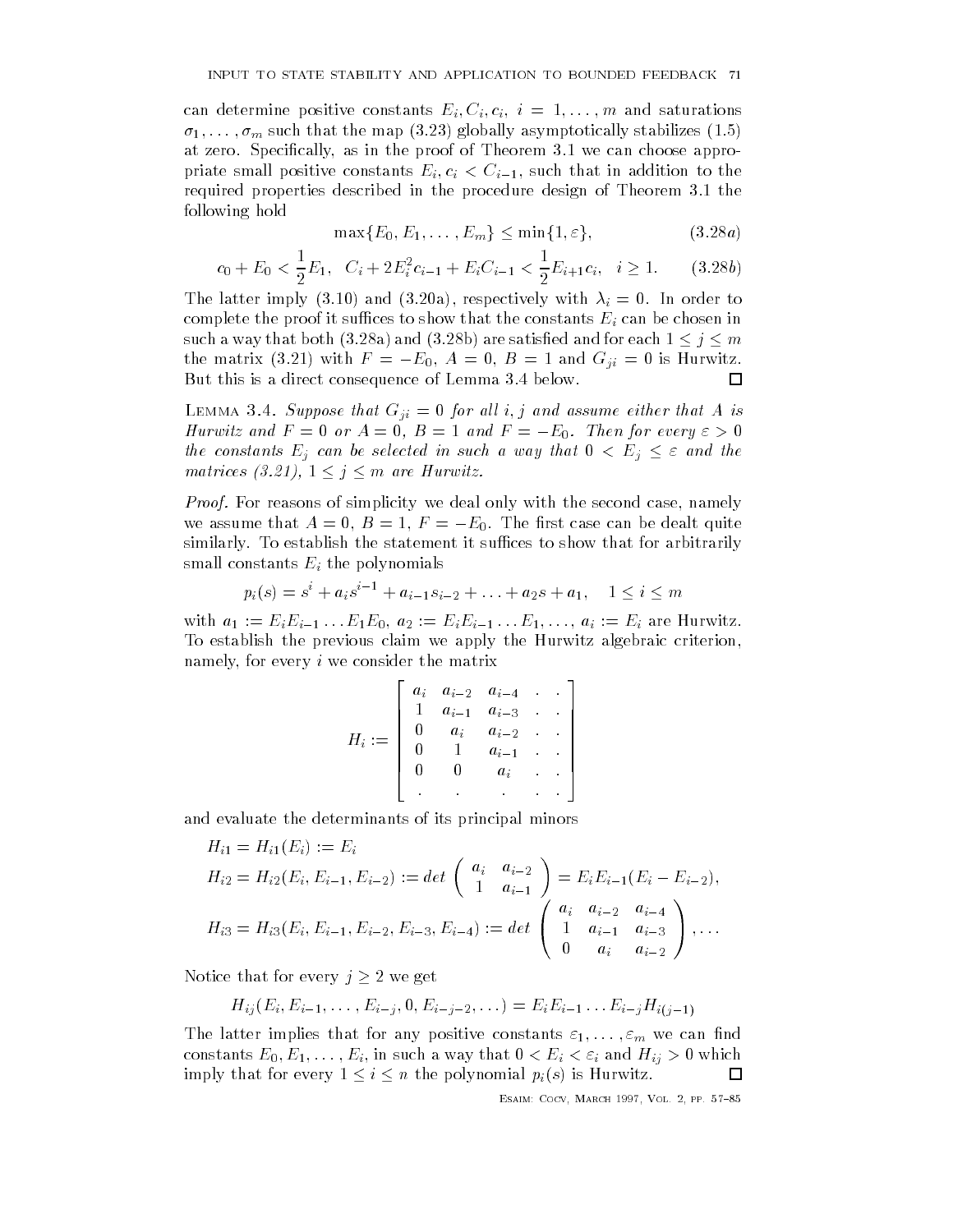can determine positive constants $E_i, C_i, c_i$, $i = 1, \dots, m$ and saturations $\sigma_1, \dots, \sigma_m$ such that the map (3.23) globally asymptotically stabilizes (1.5) at zero. Specifically, as in the proof of Theorem 3.1 we can choose appropriate small positive constants $E_i, c_i < C_{i-1}$, such that in addition to the required properties described in the procedure design of Theorem 3.1 the following hold

$$\max\{E_0, E_1, \dots, E_m\} \le \min\{1, \varepsilon\}, \qquad (3.28a)$$

$$c_0 + E_0 < \frac{1}{2}E_1, \quad C_i + 2E_i^2 c_{i-1} + E_i C_{i-1} < \frac{1}{2}E_{i+1}c_i, \quad i \ge 1. \qquad (3.28b)$$

The latter imply (3.10) and (3.20a), respectively with $\lambda_i = 0$. In order to complete the proof it suffices to show that the constants $E_i$ can be chosen in such a way that both (3.28a) and (3.28b) are satisfied and for each $1 \le j \le m$ the matrix (3.21) with $F = -E_0$, $A = 0$, $B = 1$ and $G_{ji} = 0$ is Hurwitz. But this is a direct consequence of Lemma 3.4 below. ☐

Lemma 3.4. *Suppose that $G_{ji} = 0$ for all $i, j$ and assume either that $A$ is Hurwitz and $F = 0$ or $A = 0$, $B = 1$ and $F = -E_0$. Then for every $\varepsilon > 0$ the constants $E_j$ can be selected in such a way that $0 < E_j \le \varepsilon$ and the matrices (3.21), $1 \le j \le m$ are Hurwitz.*

*Proof.* For reasons of simplicity we deal only with the second case, namely we assume that $A = 0$, $B = 1$, $F = -E_0$. The first case can be dealt quite similarly. To establish the statement it suffices to show that for arbitrarily small constants $E_i$ the polynomials

$$p_i(s) = s^i + a_i s^{i-1} + a_{i-1}s_{i-2} + \dots + a_2 s + a_1, \quad 1 \le i \le m$$

with $a_1 := E_i E_{i-1} \dots E_1 E_0$, $a_2 := E_i E_{i-1} \dots E_1, \dots, a_i := E_i$ are Hurwitz. To establish the previous claim we apply the Hurwitz algebraic criterion, namely, for every $i$ we consider the matrix

$$H_i := \begin{bmatrix} a_i & a_{i-2} & a_{i-4} & . & . \\ 1 & a_{i-1} & a_{i-3} & . & . \\ 0 & a_i & a_{i-2} & . & . \\ 0 & 1 & a_{i-1} & . & . \\ 0 & 0 & a_i & . & . \\ . & . & . & . & . \end{bmatrix}$$

and evaluate the determinants of its principal minors

$$H_{i1} = H_{i1}(E_i) := E_i$$

$$H_{i2} = H_{i2}(E_i, E_{i-1}, E_{i-2}) := det \begin{pmatrix} a_i & a_{i-2} \\ 1 & a_{i-1} \end{pmatrix} = E_i E_{i-1}(E_i - E_{i-2}),$$

$$H_{i3} = H_{i3}(E_i, E_{i-1}, E_{i-2}, E_{i-3}, E_{i-4}) := det \begin{pmatrix} a_i & a_{i-2} & a_{i-4} \\ 1 & a_{i-1} & a_{i-3} \\ 0 & a_i & a_{i-2} \end{pmatrix}, \dots$$

Notice that for every $j \ge 2$ we get

$$H_{ij}(E_i, E_{i-1}, \dots, E_{i-j}, 0, E_{i-j-2}, \dots) = E_i E_{i-1} \dots E_{i-j} H_{i(j-1)}$$

The latter implies that for any positive constants $\varepsilon_1, \dots, \varepsilon_m$ we can find constants $E_0, E_1, \dots, E_i$, in such a way that $0 < E_i < \varepsilon_i$ and $H_{ij} > 0$ which imply that for every $1 \le i \le n$ the polynomial $p_i(s)$ is Hurwitz. ☐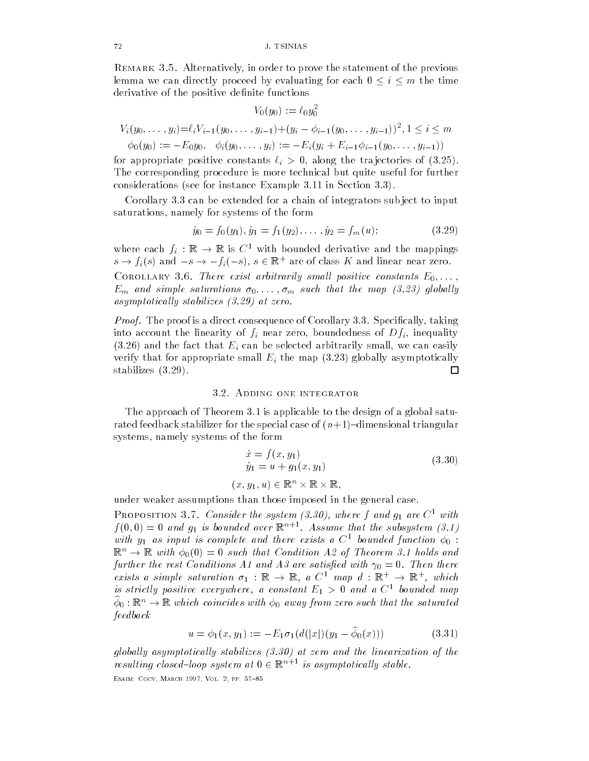Remark 3.5. Alternatively, in order to prove the statement of the previous lemma we can directly proceed by evaluating for each $0 \leq i \leq m$ the time derivative of the positive definite functions

$$V_0(y_0) := \ell_0 y_0^2$$

$$V_i(y_0, \dots, y_i) = \ell_i V_{i-1}(y_0, \dots, y_{i-1}) + (y_i - \phi_{i-1}(y_0, \dots, y_{i-1}))^2, 1 \leq i \leq m$$

$$\phi_0(y_0) := -E_0 y_0, \quad \phi_i(y_0, \dots, y_i) := -E_i(y_i + E_{i-1}\phi_{i-1}(y_0, \dots, y_{i-1}))$$

for appropriate positive constants $\ell_i > 0$, along the trajectories of (3.25). The corresponding procedure is more technical but quite useful for further considerations (see for instance Example 3.11 in Section 3.3).

Corollary 3.3 can be extended for a chain of integrators subject to input saturations, namely for systems of the form

$$\dot{y}_0 = f_0(y_1), \dot{y}_1 = f_1(y_2), \dots, \dot{y}_2 = f_m(u); \tag{3.29}$$

where each $f_i : \mathbb{R} \to \mathbb{R}$ is $C^1$ with bounded derivative and the mappings $s \to f_i(s)$ and $-s \to -f_i(-s)$, $s \in \mathbb{R}^+$ are of class $K$ and linear near zero.

Corollary 3.6. *There exist arbitrarily small positive constants $E_0, \dots,$ $E_m$ and simple saturations $\sigma_0, \dots, \sigma_m$ such that the map (3.23) globally asymptotically stabilizes (3.29) at zero.*

*Proof.* The proof is a direct consequence of Corollary 3.3. Specifically, taking into account the linearity of $f_i$ near zero, boundedness of $Df_i$, inequality (3.26) and the fact that $E_i$ can be selected arbitrarily small, we can easily verify that for appropriate small $E_i$ the map (3.23) globally asymptotically stabilizes (3.29). □

## 3.2. Adding one integrator

The approach of Theorem 3.1 is applicable to the design of a global saturated feedback stabilizer for the special case of $(n+1)$–dimensional triangular systems, namely systems of the form

$$\begin{aligned} \dot{x} &= f(x, y_1) \\ \dot{y}_1 &= u + g_1(x, y_1) \end{aligned} \tag{3.30}$$

$$(x, y_1, u) \in \mathbb{R}^n \times \mathbb{R} \times \mathbb{R},$$

under weaker assumptions than those imposed in the general case.

Proposition 3.7. *Consider the system (3.30), where $f$ and $g_1$ are $C^1$ with $f(0,0) = 0$ and $g_1$ is bounded over $\mathbb{R}^{n+1}$. Assume that the subsystem (3.1) with $y_1$ as input is complete and there exists a $C^1$ bounded function $\phi_0 :$ $\mathbb{R}^n \to \mathbb{R}$ with $\phi_0(0) = 0$ such that Condition A2 of Theorem 3.1 holds and further the rest Conditions A1 and A3 are satisfied with $\gamma_0 = 0$. Then there exists a simple saturation $\sigma_1 : \mathbb{R} \to \mathbb{R}$, a $C^1$ map $d : \mathbb{R}^+ \to \mathbb{R}^+$, which is strictly positive everywhere, a constant $E_1 > 0$ and a $C^1$ bounded map $\widehat{\phi}_0 : \mathbb{R}^n \to \mathbb{R}$ which coincides with $\phi_0$ away from zero such that the saturated feedback*

$$u = \phi_1(x, y_1) := -E_1 \sigma_1(d(|x|)(y_1 - \widehat{\phi}_0(x))) \tag{3.31}$$

*globally asymptotically stabilizes (3.30) at zero and the linearization of the resulting closed–loop system at $0 \in \mathbb{R}^{n+1}$ is asymptotically stable.*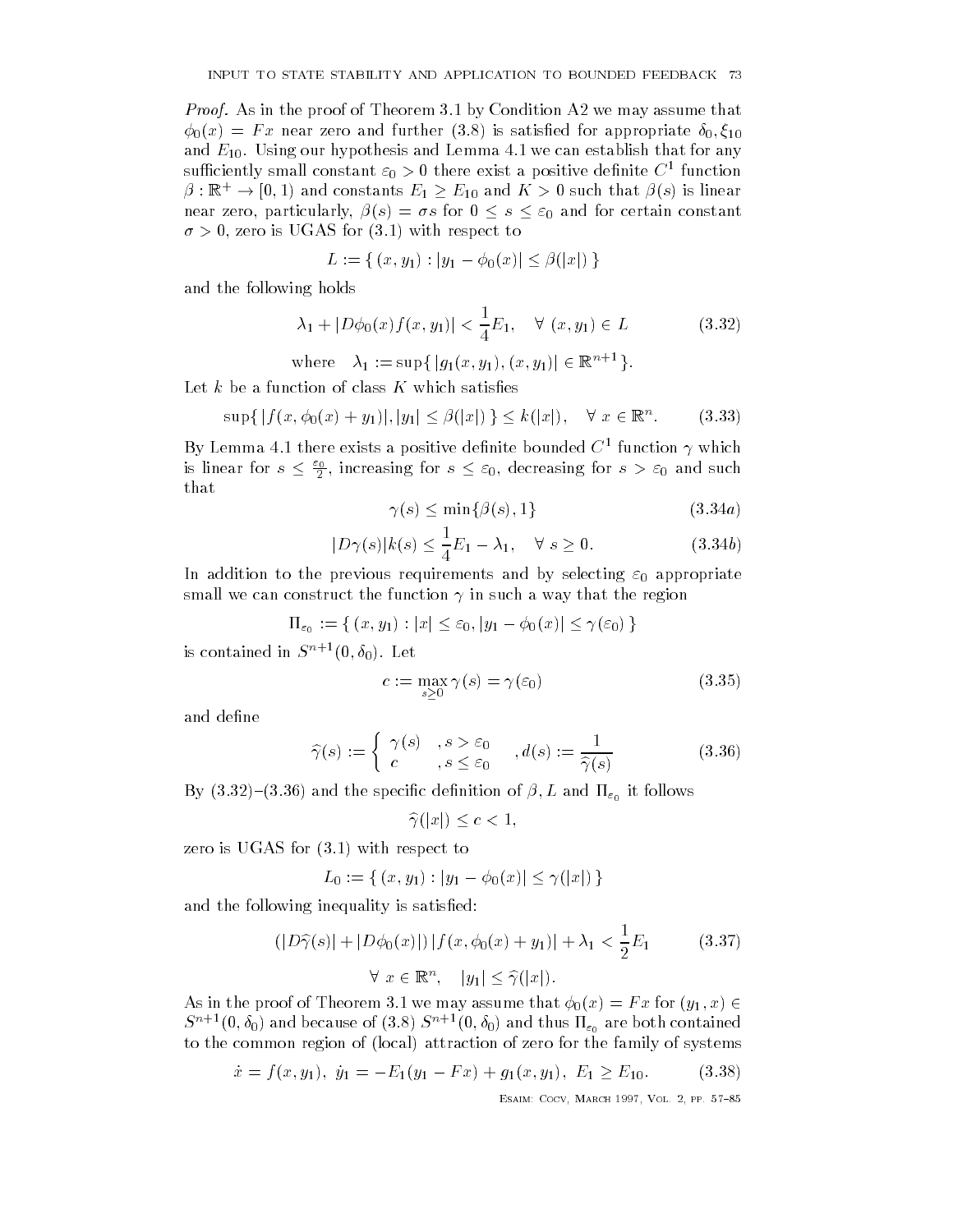*Proof.* As in the proof of Theorem 3.1 by Condition A2 we may assume that $\phi_0(x) = Fx$ near zero and further (3.8) is satisfied for appropriate $\delta_0, \xi_{10}$ and $E_{10}$. Using our hypothesis and Lemma 4.1 we can establish that for any sufficiently small constant $\varepsilon_0 > 0$ there exist a positive definite $C^1$ function $\beta : \mathbb{R}^+ \to [0, 1)$ and constants $E_1 \geq E_{10}$ and $K > 0$ such that $\beta(s)$ is linear near zero, particularly, $\beta(s) = \sigma s$ for $0 \leq s \leq \varepsilon_0$ and for certain constant $\sigma > 0$, zero is UGAS for (3.1) with respect to

$$L := \{ (x, y_1) : |y_1 - \phi_0(x)| \leq \beta(|x|) \}$$

and the following holds

$$\lambda_1 + |D\phi_0(x) f(x, y_1)| < \frac{1}{4} E_1, \quad \forall \ (x, y_1) \in L \tag{3.32}$$

$$\text{where} \quad \lambda_1 := \sup\{ |g_1(x, y_1), (x, y_1)| \in \mathbb{R}^{n+1} \}.$$

Let $k$ be a function of class $K$ which satisfies

$$\sup\{ |f(x, \phi_0(x) + y_1)|, |y_1| \leq \beta(|x|) \} \leq k(|x|), \quad \forall \ x \in \mathbb{R}^n. \tag{3.33}$$

By Lemma 4.1 there exists a positive definite bounded $C^1$ function $\gamma$ which is linear for $s \leq \frac{\varepsilon_0}{2}$, increasing for $s \leq \varepsilon_0$, decreasing for $s > \varepsilon_0$ and such that

$$\gamma(s) \leq \min\{\beta(s), 1\} \tag{3.34a}$$

$$|D\gamma(s)| k(s) \leq \frac{1}{4} E_1 - \lambda_1, \quad \forall \ s \geq 0. \tag{3.34b}$$

In addition to the previous requirements and by selecting $\varepsilon_0$ appropriate small we can construct the function $\gamma$ in such a way that the region

$$\Pi_{\varepsilon_0} := \{ (x, y_1) : |x| \leq \varepsilon_0, |y_1 - \phi_0(x)| \leq \gamma(\varepsilon_0) \}$$

is contained in $S^{n+1}(0, \delta_0)$. Let

$$c := \max_{s \geq 0} \gamma(s) = \gamma(\varepsilon_0) \tag{3.35}$$

and define

$$\widehat{\gamma}(s) := \begin{cases} \gamma(s) & , s > \varepsilon_0 \\ c & , s \leq \varepsilon_0 \end{cases} , d(s) := \frac{1}{\widehat{\gamma}(s)} \tag{3.36}$$

By (3.32)–(3.36) and the specific definition of $\beta, L$ and $\Pi_{\varepsilon_0}$ it follows

$$\widehat{\gamma}(|x|) \leq c < 1,$$

zero is UGAS for (3.1) with respect to

$$L_0 := \{ (x, y_1) : |y_1 - \phi_0(x)| \leq \gamma(|x|) \}$$

and the following inequality is satisfied:

$$(|D\widehat{\gamma}(s)| + |D\phi_0(x)|) \, |f(x, \phi_0(x) + y_1)| + \lambda_1 < \frac{1}{2} E_1 \tag{3.37}$$

$$\forall \ x \in \mathbb{R}^n, \quad |y_1| \leq \widehat{\gamma}(|x|).$$

As in the proof of Theorem 3.1 we may assume that $\phi_0(x) = Fx$ for $(y_1, x) \in S^{n+1}(0, \delta_0)$ and because of (3.8) $S^{n+1}(0, \delta_0)$ and thus $\Pi_{\varepsilon_0}$ are both contained to the common region of (local) attraction of zero for the family of systems

$$\dot{x} = f(x, y_1), \ \dot{y}_1 = -E_1(y_1 - Fx) + g_1(x, y_1), \ E_1 \geq E_{10}. \tag{3.38}$$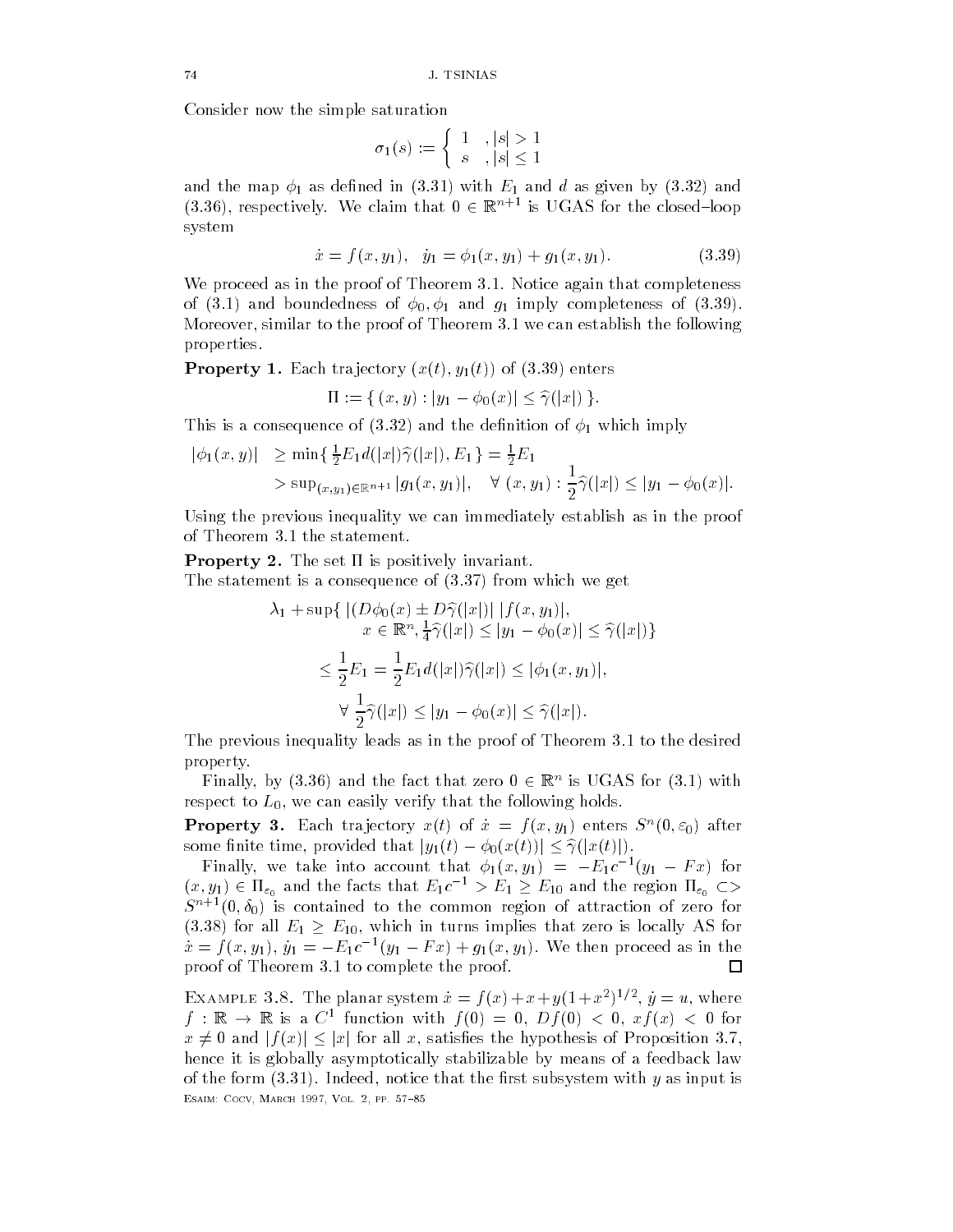Consider now the simple saturation

$$\sigma_1(s) := \begin{cases} 1 & , |s| > 1 \\ s & , |s| \le 1 \end{cases}$$

and the map $\phi_1$ as defined in (3.31) with $E_1$ and $d$ as given by (3.32) and (3.36), respectively. We claim that $0 \in \mathbb{R}^{n+1}$ is UGAS for the closed–loop system

$$\dot{x} = f(x, y_1), \quad \dot{y}_1 = \phi_1(x, y_1) + g_1(x, y_1). \tag{3.39}$$

We proceed as in the proof of Theorem 3.1. Notice again that completeness of (3.1) and boundedness of $\phi_0, \phi_1$ and $g_1$ imply completeness of (3.39). Moreover, similar to the proof of Theorem 3.1 we can establish the following properties.

**Property 1.** Each trajectory $(x(t), y_1(t))$ of (3.39) enters

$$\Pi := \{ (x, y) : |y_1 - \phi_0(x)| \le \widehat{\gamma}(|x|) \}.$$

This is a consequence of (3.32) and the definition of $\phi_1$ which imply

$$\begin{aligned} |\phi_1(x, y)| &\ge \min\{ \tfrac{1}{2} E_1 d(|x|)\widehat{\gamma}(|x|), E_1 \} = \tfrac{1}{2} E_1 \\ &> \sup_{(x,y_1) \in \mathbb{R}^{n+1}} |g_1(x, y_1)|, \quad \forall\ (x, y_1) : \frac{1}{2}\widehat{\gamma}(|x|) \le |y_1 - \phi_0(x)|. \end{aligned}$$

Using the previous inequality we can immediately establish as in the proof of Theorem 3.1 the statement.

**Property 2.** The set $\Pi$ is positively invariant.

The statement is a consequence of (3.37) from which we get

$$\begin{aligned} \lambda_1 + \sup\{ & |(D\phi_0(x) \pm D\widehat{\gamma}(|x|)| \, |f(x, y_1)|, \\ & x \in \mathbb{R}^n, \tfrac{1}{4}\widehat{\gamma}(|x|) \le |y_1 - \phi_0(x)| \le \widehat{\gamma}(|x|)\} \\ \le \ & \frac{1}{2} E_1 = \frac{1}{2} E_1 d(|x|)\widehat{\gamma}(|x|) \le |\phi_1(x, y_1)|, \\ & \forall\ \frac{1}{2}\widehat{\gamma}(|x|) \le |y_1 - \phi_0(x)| \le \widehat{\gamma}(|x|). \end{aligned}$$

The previous inequality leads as in the proof of Theorem 3.1 to the desired property.

Finally, by (3.36) and the fact that zero $0 \in \mathbb{R}^n$ is UGAS for (3.1) with respect to $L_0$, we can easily verify that the following holds.

**Property 3.** Each trajectory $x(t)$ of $\dot{x} = f(x, y_1)$ enters $S^n(0, \varepsilon_0)$ after some finite time, provided that $|y_1(t) - \phi_0(x(t))| \le \widehat{\gamma}(|x(t)|)$.

Finally, we take into account that $\phi_1(x, y_1) = -E_1 c^{-1}(y_1 - Fx)$ for $(x, y_1) \in \Pi_{\varepsilon_0}$ and the facts that $E_1 c^{-1} > E_1 \ge E_{10}$ and the region $\Pi_{\varepsilon_0} \subset> S^{n+1}(0, \delta_0)$ is contained to the common region of attraction of zero for (3.38) for all $E_1 \ge E_{10}$, which in turns implies that zero is locally AS for $\dot{x} = f(x, y_1)$, $\dot{y}_1 = -E_1 c^{-1}(y_1 - Fx) + g_1(x, y_1)$. We then proceed as in the proof of Theorem 3.1 to complete the proof. □

Example 3.8. The planar system $\dot{x} = f(x) + x + y(1 + x^2)^{1/2}$, $\dot{y} = u$, where $f : \mathbb{R} \to \mathbb{R}$ is a $C^1$ function with $f(0) = 0$, $Df(0) < 0$, $xf(x) < 0$ for $x \neq 0$ and $|f(x)| \le |x|$ for all $x$, satisfies the hypothesis of Proposition 3.7, hence it is globally asymptotically stabilizable by means of a feedback law of the form (3.31). Indeed, notice that the first subsystem with $y$ as input is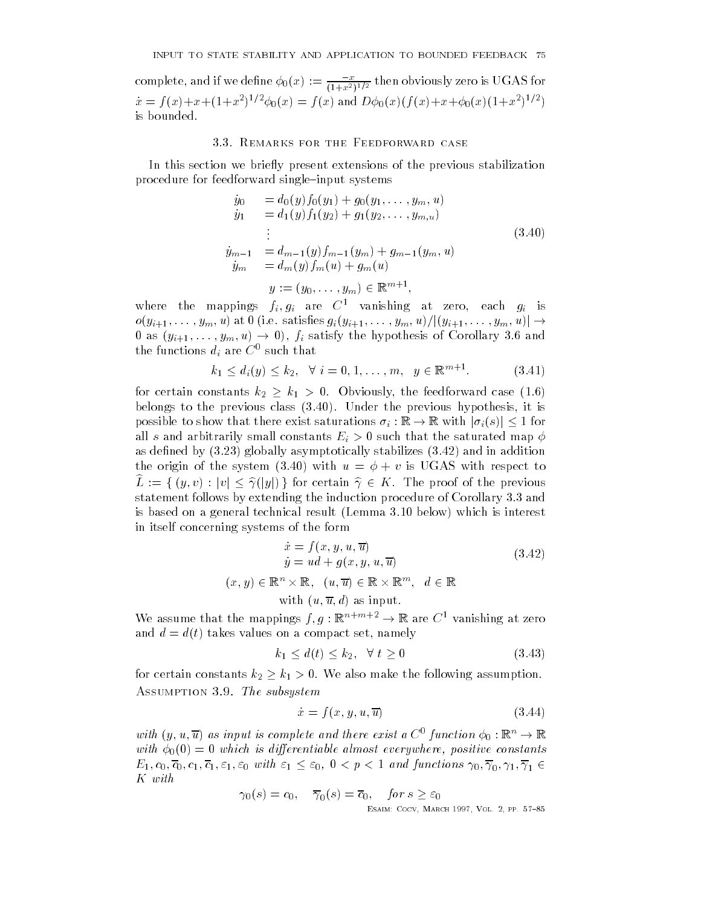complete, and if we define $\phi_0(x) := \frac{-x}{(1+x^2)^{1/2}}$ then obviously zero is UGAS for $\dot{x} = f(x) + x + (1+x^2)^{1/2}\phi_0(x) = f(x)$ and $D\phi_0(x)(f(x) + x + \phi_0(x)(1+x^2)^{1/2})$ is bounded.

### 3.3. Remarks for the Feedforward case

In this section we briefly present extensions of the previous stabilization procedure for feedforward single–input systems

$$
\begin{aligned}
\dot{y}_0 &= d_0(y) f_0(y_1) + g_0(y_1, \ldots, y_m, u) \\
\dot{y}_1 &= d_1(y) f_1(y_2) + g_1(y_2, \ldots, y_{m,u}) \\
&\vdots \\
\dot{y}_{m-1} &= d_{m-1}(y) f_{m-1}(y_m) + g_{m-1}(y_m, u) \\
\dot{y}_m &= d_m(y) f_m(u) + g_m(u) \\
& y := (y_0, \ldots, y_m) \in \mathbb{R}^{m+1},
\end{aligned}
\tag{3.40}
$$

where the mappings $f_i, g_i$ are $C^1$ vanishing at zero, each $g_i$ is $o(y_{i+1}, \ldots, y_m, u)$ at 0 (i.e. satisfies $g_i(y_{i+1}, \ldots, y_m, u)/|(y_{i+1}, \ldots, y_m, u)| \to 0$ as $(y_{i+1}, \ldots, y_m, u) \to 0$), $f_i$ satisfy the hypothesis of Corollary 3.6 and the functions $d_i$ are $C^0$ such that

$$
k_1 \leq d_i(y) \leq k_2, \quad \forall\ i = 0, 1, \ldots, m, \quad y \in \mathbb{R}^{m+1}. \tag{3.41}
$$

for certain constants $k_2 \geq k_1 > 0$. Obviously, the feedforward case (1.6) belongs to the previous class (3.40). Under the previous hypothesis, it is possible to show that there exist saturations $\sigma_i : \mathbb{R} \to \mathbb{R}$ with $|\sigma_i(s)| \leq 1$ for all $s$ and arbitrarily small constants $E_i > 0$ such that the saturated map $\phi$ as defined by (3.23) globally asymptotically stabilizes (3.42) and in addition the origin of the system (3.40) with $u = \phi + v$ is UGAS with respect to $\widehat{L} := \{\, (y, v) : |v| \leq \widehat{\gamma}(|y|) \,\}$ for certain $\widehat{\gamma} \in K$. The proof of the previous statement follows by extending the induction procedure of Corollary 3.3 and is based on a general technical result (Lemma 3.10 below) which is interest in itself concerning systems of the form

$$
\begin{aligned}
\dot{x} &= f(x, y, u, \overline{u}) \\
\dot{y} &= ud + g(x, y, u, \overline{u})
\end{aligned}
\tag{3.42}
$$

$$
(x, y) \in \mathbb{R}^n \times \mathbb{R}, \quad (u, \overline{u}) \in \mathbb{R} \times \mathbb{R}^m, \quad d \in \mathbb{R}
$$

$$
\text{with } (u, \overline{u}, d) \text{ as input.}
$$

We assume that the mappings $f, g : \mathbb{R}^{n+m+2} \to \mathbb{R}$ are $C^1$ vanishing at zero and $d = d(t)$ takes values on a compact set, namely

$$
k_1 \leq d(t) \leq k_2, \quad \forall\ t \geq 0 \tag{3.43}
$$

for certain constants $k_2 \geq k_1 > 0$. We also make the following assumption.

Assumption 3.9. *The subsystem*

$$
\dot{x} = f(x, y, u, \overline{u}) \tag{3.44}
$$

*with $(y, u, \overline{u})$ as input is complete and there exist a $C^0$ function $\phi_0 : \mathbb{R}^n \to \mathbb{R}$ with $\phi_0(0) = 0$ which is differentiable almost everywhere, positive constants $E_1, c_0, \overline{c}_0, c_1, \overline{c}_1, \varepsilon_1, \varepsilon_0$ with $\varepsilon_1 \leq \varepsilon_0$, $0 < p < 1$ and functions $\gamma_0, \overline{\gamma}_0, \gamma_1, \overline{\gamma}_1 \in K$ with*

$$
\gamma_0(s) = c_0, \quad \overline{\gamma}_0(s) = \overline{c}_0, \quad \textit{for } s \geq \varepsilon_0
$$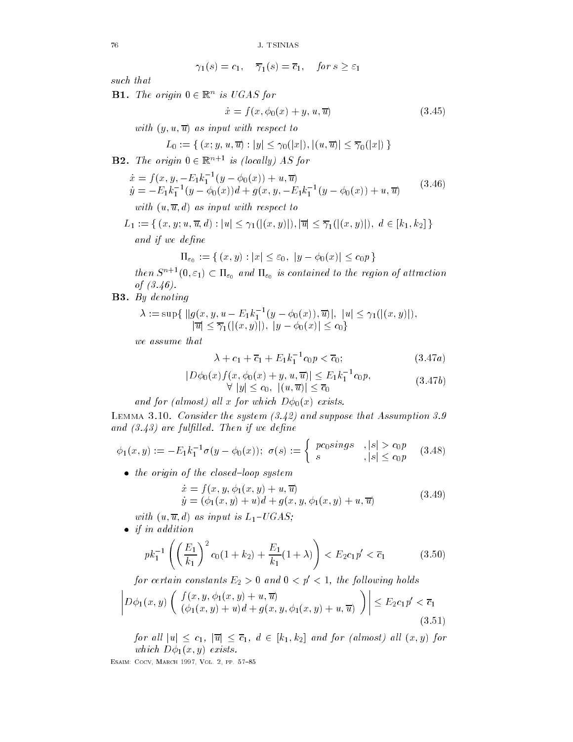$$\gamma_1(s) = c_1, \quad \overline{\gamma}_1(s) = \overline{c}_1, \quad \textit{for } s \geq \varepsilon_1$$

*such that*

**B1.** *The origin* $0 \in \mathbb{R}^n$ *is UGAS for*

$$\dot{x} = f(x, \phi_0(x) + y, u, \overline{u}) \tag{3.45}$$

*with* $(y, u, \overline{u})$ *as input with respect to*

$$L_0 := \{ (x; y, u, \overline{u}) : |y| \leq \gamma_0(|x|), |(u, \overline{u})| \leq \overline{\gamma}_0(|x|) \}$$

**B2.** *The origin* $0 \in \mathbb{R}^{n+1}$ *is (locally) AS for*

$$\begin{aligned} \dot{x} &= f(x, y, -E_1 k_1^{-1}(y - \phi_0(x)) + u, \overline{u}) \\ \dot{y} &= -E_1 k_1^{-1}(y - \phi_0(x))d + g(x, y, -E_1 k_1^{-1}(y - \phi_0(x)) + u, \overline{u}) \end{aligned} \tag{3.46}$$

*with* $(u, \overline{u}, d)$ *as input with respect to*

$$L_1 := \{ (x, y; u, \overline{u}, d) : |u| \leq \gamma_1(|(x, y)|), |\overline{u}| \leq \overline{\gamma}_1(|(x, y)|), \ d \in [k_1, k_2] \}$$

*and if we define*

$$\Pi_{\varepsilon_0} := \{ (x, y) : |x| \leq \varepsilon_0, \ |y - \phi_0(x)| \leq c_0 p \}$$

*then* $S^{n+1}(0, \varepsilon_1) \subset \Pi_{\varepsilon_0}$ *and* $\Pi_{\varepsilon_0}$ *is contained to the region of attraction of (3.46).*

**B3.** *By denoting*

$$\begin{aligned} \lambda := \sup\{ \, &|g(x, y, u - E_1 k_1^{-1}(y - \phi_0(x)), \overline{u})|, \ |u| \leq \gamma_1(|(x, y)|), \\ &|\overline{u}| \leq \overline{\gamma}_1(|(x, y)|), \ |y - \phi_0(x)| \leq c_0 \} \end{aligned}$$

*we assume that*

$$\lambda + c_1 + \overline{c}_1 + E_1 k_1^{-1} c_0 p < \overline{c}_0; \tag{3.47a}$$

$$\begin{aligned} &|D\phi_0(x) f(x, \phi_0(x) + y, u, \overline{u})| \leq E_1 k_1^{-1} c_0 p, \\ &\quad \forall \ |y| \leq c_0, \ |(u, \overline{u})| \leq \overline{c}_0 \end{aligned} \tag{3.47b}$$

*and for (almost) all* $x$ *for which* $D\phi_0(x)$ *exists.*

Lemma 3.10. *Consider the system (3.42) and suppose that Assumption 3.9 and (3.43) are fulfilled. Then if we define*

$$\phi_1(x, y) := -E_1 k_1^{-1} \sigma(y - \phi_0(x)); \ \sigma(s) := \begin{cases} p c_0 \operatorname{sign} s & , |s| > c_0 p \\ s & , |s| \leq c_0 p \end{cases} \tag{3.48}$$

- *the origin of the closed–loop system*

$$\begin{aligned} \dot{x} &= f(x, y, \phi_1(x, y) + u, \overline{u}) \\ \dot{y} &= (\phi_1(x, y) + u)d + g(x, y, \phi_1(x, y) + u, \overline{u}) \end{aligned} \tag{3.49}$$

  *with* $(u, \overline{u}, d)$ *as input is* $L_1$*–UGAS;*

- *if in addition*

$$p k_1^{-1} \left( \left( \frac{E_1}{k_1} \right)^2 c_0 (1 + k_2) + \frac{E_1}{k_1}(1 + \lambda) \right) < E_2 c_1 p' < \overline{c}_1 \tag{3.50}$$

  *for certain constants* $E_2 > 0$ *and* $0 < p' < 1$*, the following holds*

$$\left| D\phi_1(x, y) \begin{pmatrix} f(x, y, \phi_1(x, y) + u, \overline{u}) \\ (\phi_1(x, y) + u)d + g(x, y, \phi_1(x, y) + u, \overline{u}) \end{pmatrix} \right| \leq E_2 c_1 p' < \overline{c}_1 \tag{3.51}$$

  *for all* $|u| \leq c_1$, $|\overline{u}| \leq \overline{c}_1$, $d \in [k_1, k_2]$ *and for (almost) all* $(x, y)$ *for which* $D\phi_1(x, y)$ *exists.*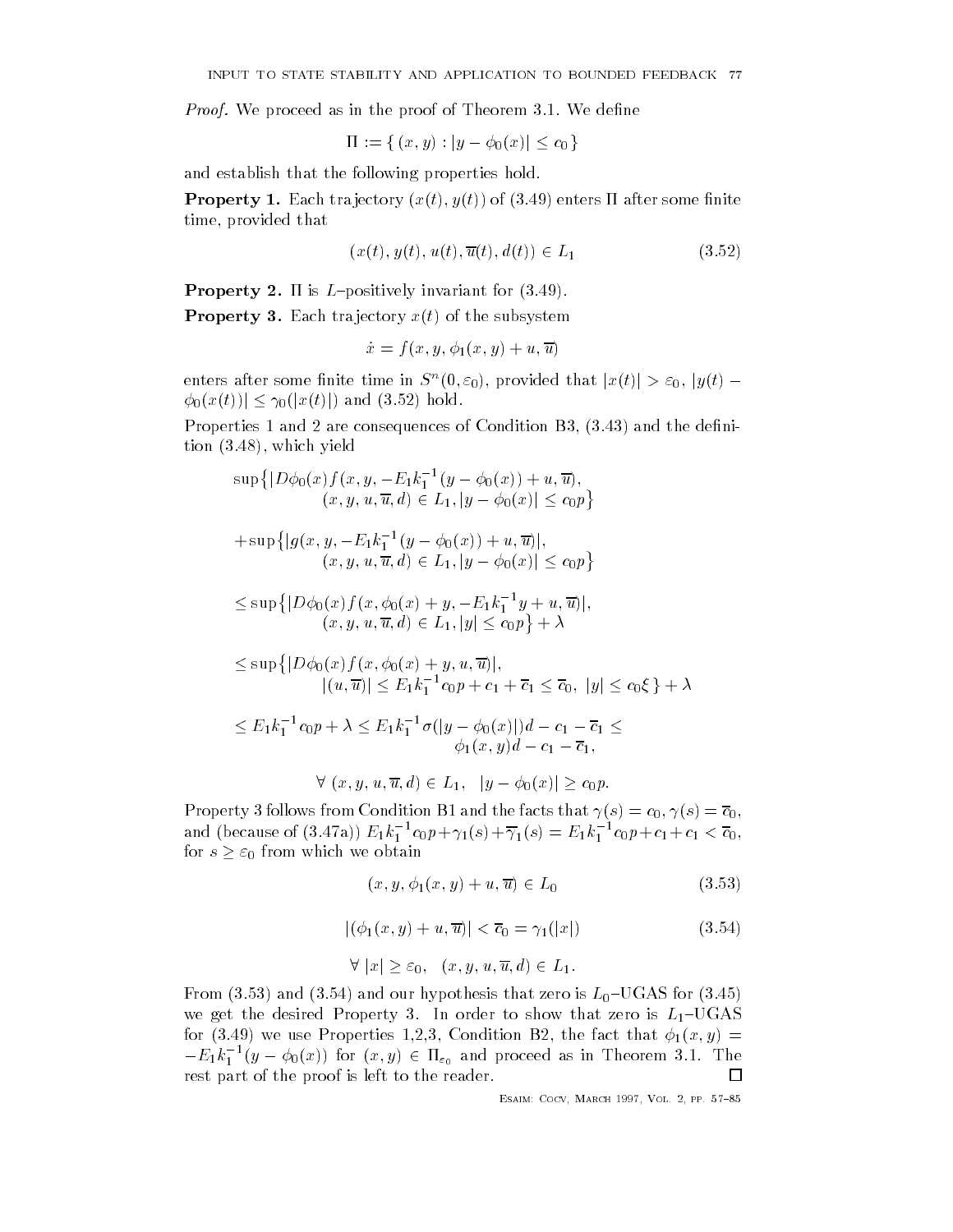*Proof.* We proceed as in the proof of Theorem 3.1. We define

$$\Pi := \{ (x, y) : |y - \phi_0(x)| \leq c_0 \}$$

and establish that the following properties hold.

**Property 1.** Each trajectory $(x(t), y(t))$ of (3.49) enters $\Pi$ after some finite time, provided that

$$(x(t), y(t), u(t), \overline{u}(t), d(t)) \in L_1 \tag{3.52}$$

**Property 2.** $\Pi$ is $L$–positively invariant for (3.49).

**Property 3.** Each trajectory $x(t)$ of the subsystem

$$\dot{x} = f(x, y, \phi_1(x, y) + u, \overline{u})$$

enters after some finite time in $S^n(0, \varepsilon_0)$, provided that $|x(t)| > \varepsilon_0$, $|y(t) - \phi_0(x(t))| \leq \gamma_0(|x(t)|)$ and (3.52) hold.

Properties 1 and 2 are consequences of Condition B3, (3.43) and the definition (3.48), which yield

$$\begin{aligned}
&\sup\big\{|D\phi_0(x) f(x, y, -E_1 k_1^{-1}(y - \phi_0(x)) + u, \overline{u}), \\
&\qquad (x, y, u, \overline{u}, d) \in L_1, |y - \phi_0(x)| \leq c_0 p\big\} \\
&+ \sup\big\{|g(x, y, -E_1 k_1^{-1}(y - \phi_0(x)) + u, \overline{u})|, \\
&\qquad (x, y, u, \overline{u}, d) \in L_1, |y - \phi_0(x)| \leq c_0 p\big\} \\
&\leq \sup\big\{|D\phi_0(x) f(x, \phi_0(x) + y, -E_1 k_1^{-1} y + u, \overline{u})|, \\
&\qquad (x, y, u, \overline{u}, d) \in L_1, |y| \leq c_0 p\big\} + \lambda \\
&\leq \sup\big\{|D\phi_0(x) f(x, \phi_0(x) + y, u, \overline{u})|, \\
&\qquad |(u, \overline{u})| \leq E_1 k_1^{-1} c_0 p + c_1 + \overline{c}_1 \leq \overline{c}_0,\ |y| \leq c_0 \xi \big\} + \lambda \\
&\leq E_1 k_1^{-1} c_0 p + \lambda \leq E_1 k_1^{-1} \sigma(|y - \phi_0(x)|) d - c_1 - \overline{c}_1 \leq \\
&\qquad \phi_1(x, y) d - c_1 - \overline{c}_1, \\
&\qquad \forall\ (x, y, u, \overline{u}, d) \in L_1, \quad |y - \phi_0(x)| \geq c_0 p.
\end{aligned}$$

Property 3 follows from Condition B1 and the facts that $\gamma(s) = c_0, \gamma(s) = \overline{c}_0$, and (because of (3.47a)) $E_1 k_1^{-1} c_0 p + \gamma_1(s) + \overline{\gamma}_1(s) = E_1 k_1^{-1} c_0 p + c_1 + c_1 < \overline{c}_0$, for $s \geq \varepsilon_0$ from which we obtain

$$(x, y, \phi_1(x, y) + u, \overline{u}) \in L_0 \tag{3.53}$$

$$|(\phi_1(x, y) + u, \overline{u})| < \overline{c}_0 = \gamma_1(|x|) \tag{3.54}$$

$$\forall\ |x| \geq \varepsilon_0, \quad (x, y, u, \overline{u}, d) \in L_1.$$

From (3.53) and (3.54) and our hypothesis that zero is $L_0$–UGAS for (3.45) we get the desired Property 3. In order to show that zero is $L_1$–UGAS for (3.49) we use Properties 1,2,3, Condition B2, the fact that $\phi_1(x, y) = -E_1 k_1^{-1}(y - \phi_0(x))$ for $(x, y) \in \Pi_{\varepsilon_0}$ and proceed as in Theorem 3.1. The rest part of the proof is left to the reader. □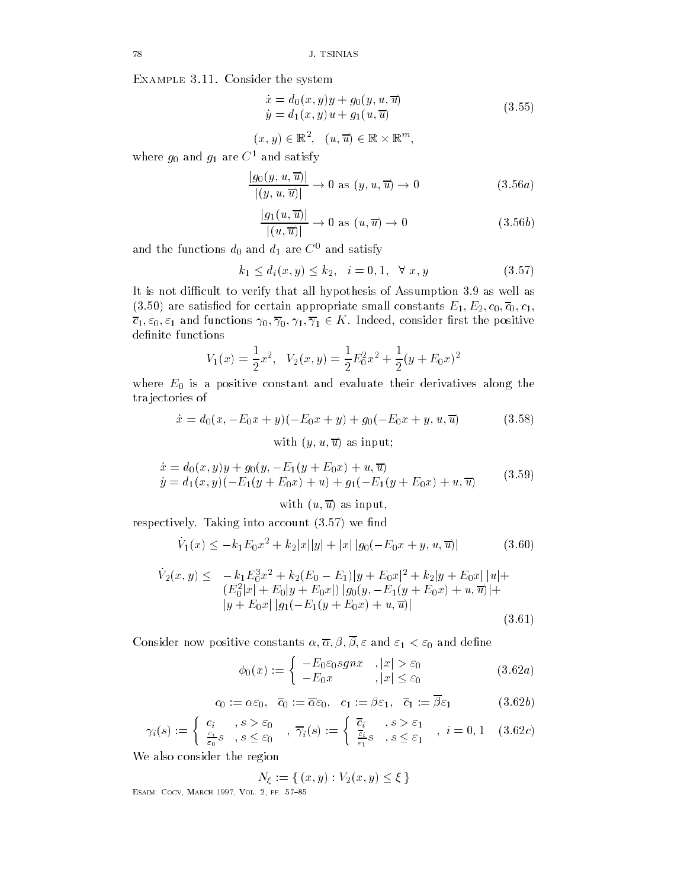EXAMPLE 3.11. Consider the system

$$\begin{aligned}\dot{x} &= d_0(x,y)y + g_0(y,u,\overline{u})\\ \dot{y} &= d_1(x,y)\,u + g_1(u,\overline{u})\end{aligned} \tag{3.55}$$

$$(x,y)\in\mathbb{R}^2,\quad (u,\overline{u})\in\mathbb{R}\times\mathbb{R}^m,$$

where $g_0$ and $g_1$ are $C^1$ and satisfy

$$\frac{|g_0(y,u,\overline{u})|}{|(y,u,\overline{u})|}\to 0 \text{ as } (y,u,\overline{u})\to 0 \tag{3.56a}$$

$$\frac{|g_1(u,\overline{u})|}{|(u,\overline{u})|}\to 0 \text{ as } (u,\overline{u})\to 0 \tag{3.56b}$$

and the functions $d_0$ and $d_1$ are $C^0$ and satisfy

$$k_1\le d_i(x,y)\le k_2,\quad i=0,1,\quad \forall\ x,y \tag{3.57}$$

It is not difficult to verify that all hypothesis of Assumption 3.9 as well as (3.50) are satisfied for certain appropriate small constants $E_1, E_2, c_0, \overline{c}_0, c_1, \overline{c}_1, \varepsilon_0, \varepsilon_1$ and functions $\gamma_0, \overline{\gamma}_0, \gamma_1, \overline{\gamma}_1 \in K$. Indeed, consider first the positive definite functions

$$V_1(x)=\frac{1}{2}x^2,\quad V_2(x,y)=\frac{1}{2}E_0^2x^2+\frac{1}{2}(y+E_0x)^2$$

where $E_0$ is a positive constant and evaluate their derivatives along the trajectories of

$$\dot{x} = d_0(x,-E_0x+y)(-E_0x+y)+g_0(-E_0x+y,u,\overline{u}) \tag{3.58}$$

$$\text{with } (y,u,\overline{u}) \text{ as input;}$$

$$\begin{aligned}\dot{x} &= d_0(x,y)y + g_0(y,-E_1(y+E_0x)+u,\overline{u})\\ \dot{y} &= d_1(x,y)(-E_1(y+E_0x)+u)+g_1(-E_1(y+E_0x)+u,\overline{u})\end{aligned} \tag{3.59}$$

$$\text{with } (u,\overline{u}) \text{ as input,}$$

respectively. Taking into account (3.57) we find

$$\dot{V}_1(x)\le -k_1E_0x^2+k_2|x||y|+|x|\,|g_0(-E_0x+y,u,\overline{u})| \tag{3.60}$$

$$\begin{aligned}\dot{V}_2(x,y)\le\quad & -k_1E_0^3x^2+k_2(E_0-E_1)|y+E_0x|^2+k_2|y+E_0x|\,|u|+\\ &(E_0^2|x|+E_0|y+E_0x|)\,|g_0(y,-E_1(y+E_0x)+u,\overline{u})|+\\ &|y+E_0x|\,|g_1(-E_1(y+E_0x)+u,\overline{u})|\end{aligned} \tag{3.61}$$

Consider now positive constants $\alpha,\overline{\alpha},\beta,\overline{\beta},\varepsilon$ and $\varepsilon_1<\varepsilon_0$ and define

$$\phi_0(x):=\begin{cases}-E_0\varepsilon_0 sgn x & ,|x|>\varepsilon_0\\ -E_0x & ,|x|\le\varepsilon_0\end{cases} \tag{3.62a}$$

$$c_0:=\alpha\varepsilon_0,\quad \overline{c}_0:=\overline{\alpha}\varepsilon_0,\quad c_1:=\beta\varepsilon_1,\quad \overline{c}_1:=\overline{\beta}\varepsilon_1 \tag{3.62b}$$

$$\gamma_i(s):=\begin{cases}c_i & ,s>\varepsilon_0\\ \frac{c_i}{\varepsilon_0}s & ,s\le\varepsilon_0\end{cases},\quad \overline{\gamma}_i(s):=\begin{cases}\overline{c}_i & ,s>\varepsilon_1\\ \frac{\overline{c}_i}{\varepsilon_1}s & ,s\le\varepsilon_1\end{cases},\quad i=0,1 \tag{3.62c}$$

We also consider the region

$$N_\xi:=\{\,(x,y):V_2(x,y)\le\xi\,\}$$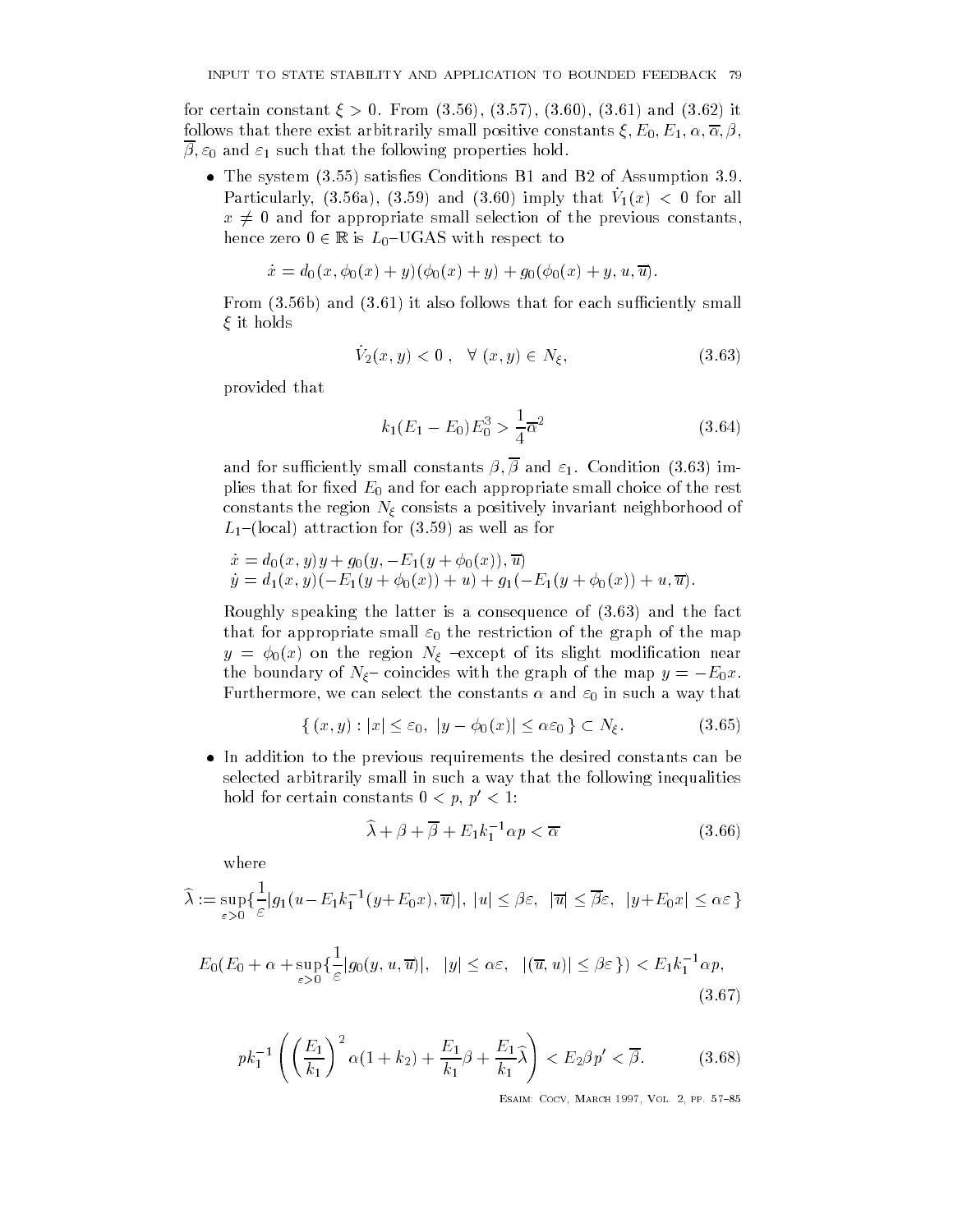for certain constant $\xi > 0$. From (3.56), (3.57), (3.60), (3.61) and (3.62) it follows that there exist arbitrarily small positive constants $\xi, E_0, E_1, \alpha, \overline{\alpha}, \beta, \overline{\beta}, \varepsilon_0$ and $\varepsilon_1$ such that the following properties hold.

- The system (3.55) satisfies Conditions B1 and B2 of Assumption 3.9. Particularly, (3.56a), (3.59) and (3.60) imply that $\dot{V}_1(x) < 0$ for all $x \neq 0$ and for appropriate small selection of the previous constants, hence zero $0 \in \mathbb{R}$ is $L_0$–UGAS with respect to

$$\dot{x} = d_0(x, \phi_0(x) + y)(\phi_0(x) + y) + g_0(\phi_0(x) + y, u, \overline{u}).$$

From (3.56b) and (3.61) it also follows that for each sufficiently small $\xi$ it holds

$$\dot{V}_2(x, y) < 0\ , \quad \forall\ (x, y) \in N_\xi, \tag{3.63}$$

provided that

$$k_1(E_1 - E_0)E_0^3 > \frac{1}{4}\overline{\alpha}^2 \tag{3.64}$$

and for sufficiently small constants $\beta, \overline{\beta}$ and $\varepsilon_1$. Condition (3.63) implies that for fixed $E_0$ and for each appropriate small choice of the rest constants the region $N_\xi$ consists a positively invariant neighborhood of $L_1$–(local) attraction for (3.59) as well as for

$$\begin{aligned}
\dot{x} &= d_0(x, y)y + g_0(y, -E_1(y + \phi_0(x)), \overline{u}) \\
\dot{y} &= d_1(x, y)(-E_1(y + \phi_0(x)) + u) + g_1(-E_1(y + \phi_0(x)) + u, \overline{u}).
\end{aligned}$$

Roughly speaking the latter is a consequence of (3.63) and the fact that for appropriate small $\varepsilon_0$ the restriction of the graph of the map $y = \phi_0(x)$ on the region $N_\xi$ –except of its slight modification near the boundary of $N_\xi$– coincides with the graph of the map $y = -E_0 x$. Furthermore, we can select the constants $\alpha$ and $\varepsilon_0$ in such a way that

$$\{\, (x, y) : |x| \leq \varepsilon_0,\ |y - \phi_0(x)| \leq \alpha\varepsilon_0 \,\} \subset N_\xi. \tag{3.65}$$

- In addition to the previous requirements the desired constants can be selected arbitrarily small in such a way that the following inequalities hold for certain constants $0 < p,\, p' < 1$:

$$\widehat{\lambda} + \beta + \overline{\beta} + E_1 k_1^{-1} \alpha p < \overline{\alpha} \tag{3.66}$$

where

$$\widehat{\lambda} := \sup_{\varepsilon > 0}\{\frac{1}{\varepsilon}|g_1(u - E_1 k_1^{-1}(y + E_0 x), \overline{u})|,\ |u| \leq \beta\varepsilon,\ \ |\overline{u}| \leq \overline{\beta}\varepsilon,\ \ |y + E_0 x| \leq \alpha\varepsilon\,\}$$

$$E_0(E_0 + \alpha + \sup_{\varepsilon > 0}\{\frac{1}{\varepsilon}|g_0(y, u, \overline{u})|,\ \ |y| \leq \alpha\varepsilon,\ \ |(\overline{u}, u)| \leq \beta\varepsilon\,\}) < E_1 k_1^{-1}\alpha p, \tag{3.67}$$

$$p k_1^{-1}\left(\left(\frac{E_1}{k_1}\right)^2 \alpha(1 + k_2) + \frac{E_1}{k_1}\beta + \frac{E_1}{k_1}\widehat{\lambda}\right) < E_2 \beta p' < \overline{\beta}. \tag{3.68}$$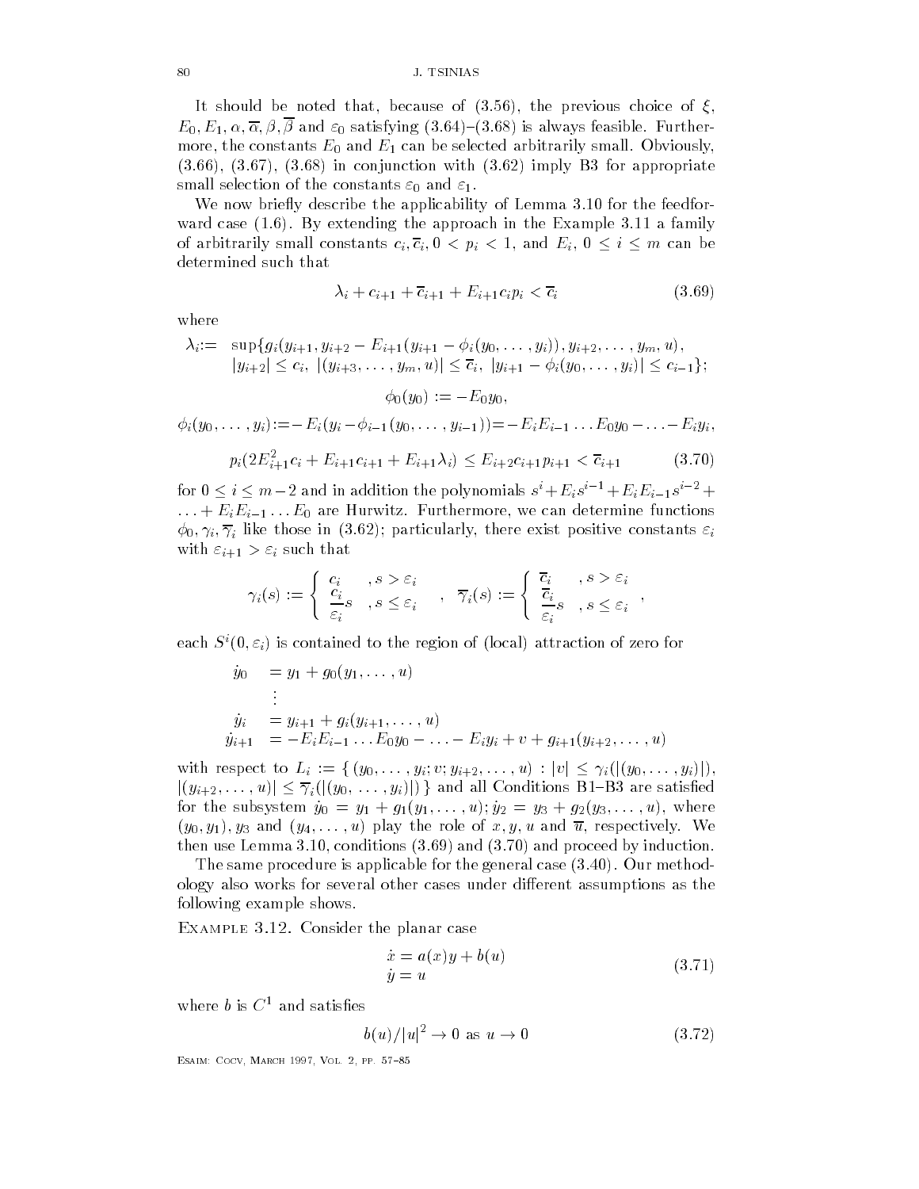It should be noted that, because of (3.56), the previous choice of $\xi$, $E_0, E_1, \alpha, \overline{\alpha}, \beta, \overline{\beta}$ and $\varepsilon_0$ satisfying (3.64)–(3.68) is always feasible. Furthermore, the constants $E_0$ and $E_1$ can be selected arbitrarily small. Obviously, (3.66), (3.67), (3.68) in conjunction with (3.62) imply B3 for appropriate small selection of the constants $\varepsilon_0$ and $\varepsilon_1$.

We now briefly describe the applicability of Lemma 3.10 for the feedforward case (1.6). By extending the approach in the Example 3.11 a family of arbitrarily small constants $c_i, \overline{c}_i, 0 < p_i < 1$, and $E_i$, $0 \le i \le m$ can be determined such that

$$\lambda_i + c_{i+1} + \overline{c}_{i+1} + E_{i+1} c_i p_i < \overline{c}_i \tag{3.69}$$

where

$$\begin{aligned}
\lambda_i := \ & \sup\{ g_i(y_{i+1}, y_{i+2} - E_{i+1}(y_{i+1} - \phi_i(y_0, \ldots, y_i)), y_{i+2}, \ldots, y_m, u), \\
& |y_{i+2}| \le c_i, \ |(y_{i+3}, \ldots, y_m, u)| \le \overline{c}_i, \ |y_{i+1} - \phi_i(y_0, \ldots, y_i)| \le c_{i-1}\};
\end{aligned}$$

$$\phi_0(y_0) := -E_0 y_0,$$

$$\phi_i(y_0, \ldots, y_i) := -E_i(y_i - \phi_{i-1}(y_0, \ldots, y_{i-1})) = -E_i E_{i-1} \ldots E_0 y_0 - \ldots - E_i y_i,$$

$$p_i(2E_{i+1}^2 c_i + E_{i+1} c_{i+1} + E_{i+1}\lambda_i) \le E_{i+2} c_{i+1} p_{i+1} < \overline{c}_{i+1} \tag{3.70}$$

for $0 \le i \le m-2$ and in addition the polynomials $s^i + E_i s^{i-1} + E_i E_{i-1} s^{i-2} + \ldots + E_i E_{i-1} \ldots E_0$ are Hurwitz. Furthermore, we can determine functions $\phi_0, \gamma_i, \overline{\gamma}_i$ like those in (3.62); particularly, there exist positive constants $\varepsilon_i$ with $\varepsilon_{i+1} > \varepsilon_i$ such that

$$\gamma_i(s) := \begin{cases} c_i & , s > \varepsilon_i \\ \dfrac{c_i}{\varepsilon_i} s & , s \le \varepsilon_i \end{cases} \quad , \quad \overline{\gamma}_i(s) := \begin{cases} \overline{c}_i & , s > \varepsilon_i \\ \dfrac{\overline{c}_i}{\varepsilon_i} s & , s \le \varepsilon_i \end{cases},$$

each $S^i(0, \varepsilon_i)$ is contained to the region of (local) attraction of zero for

$$\begin{aligned}
\dot{y}_0 &= y_1 + g_0(y_1, \ldots, u) \\
&\ \vdots \\
\dot{y}_i &= y_{i+1} + g_i(y_{i+1}, \ldots, u) \\
\dot{y}_{i+1} &= -E_i E_{i-1} \ldots E_0 y_0 - \ldots - E_i y_i + v + g_{i+1}(y_{i+2}, \ldots, u)
\end{aligned}$$

with respect to $L_i := \{ (y_0, \ldots, y_i; v; y_{i+2}, \ldots, u) : |v| \le \gamma_i(|(y_0, \ldots, y_i)|)$, $|(y_{i+2}, \ldots, u)| \le \overline{\gamma}_i(|(y_0, \ldots, y_i)|) \}$ and all Conditions B1–B3 are satisfied for the subsystem $\dot{y}_0 = y_1 + g_1(y_1, \ldots, u); \dot{y}_2 = y_3 + g_2(y_3, \ldots, u)$, where $(y_0, y_1)$, $y_3$ and $(y_4, \ldots, u)$ play the role of $x, y, u$ and $\overline{u}$, respectively. We then use Lemma 3.10, conditions (3.69) and (3.70) and proceed by induction.

The same procedure is applicable for the general case (3.40). Our methodology also works for several other cases under different assumptions as the following example shows.

Example 3.12. Consider the planar case

$$\begin{aligned}
\dot{x} &= a(x) y + b(u) \\
\dot{y} &= u
\end{aligned} \tag{3.71}$$

where $b$ is $C^1$ and satisfies

$$b(u)/|u|^2 \to 0 \text{ as } u \to 0 \tag{3.72}$$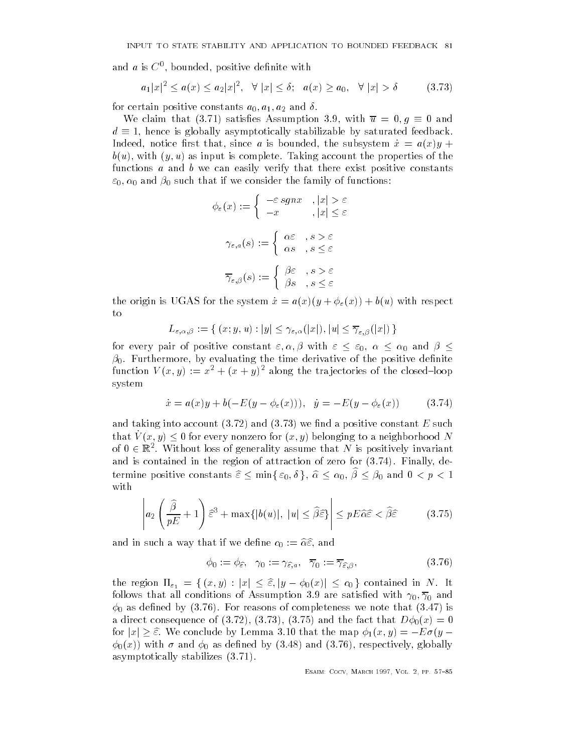and $a$ is $C^0$, bounded, positive definite with

$$a_1|x|^2 \leq a(x) \leq a_2|x|^2, \quad \forall\ |x| \leq \delta; \quad a(x) \geq a_0, \quad \forall\ |x| > \delta \tag{3.73}$$

for certain positive constants $a_0, a_1, a_2$ and $\delta$.

We claim that (3.71) satisfies Assumption 3.9, with $\overline{u} = 0, g \equiv 0$ and $d \equiv 1$, hence is globally asymptotically stabilizable by saturated feedback. Indeed, notice first that, since $a$ is bounded, the subsystem $\dot{x} = a(x)y + b(u)$, with $(y, u)$ as input is complete. Taking account the properties of the functions $a$ and $b$ we can easily verify that there exist positive constants $\varepsilon_0$, $\alpha_0$ and $\beta_0$ such that if we consider the family of functions:

$$\phi_\varepsilon(x) := \begin{cases} -\varepsilon\, sgn x & , |x| > \varepsilon \\ -x & , |x| \leq \varepsilon \end{cases}$$

$$\gamma_{\varepsilon,a}(s) := \begin{cases} \alpha\varepsilon & , s > \varepsilon \\ \alpha s & , s \leq \varepsilon \end{cases}$$

$$\overline{\gamma}_{\varepsilon,\beta}(s) := \begin{cases} \beta\varepsilon & , s > \varepsilon \\ \beta s & , s \leq \varepsilon \end{cases}$$

the origin is UGAS for the system $\dot{x} = a(x)(y + \phi_\varepsilon(x)) + b(u)$ with respect to

$$L_{\varepsilon,\alpha,\beta} := \{\, (x; y, u) : |y| \leq \gamma_{\varepsilon,\alpha}(|x|), |u| \leq \overline{\gamma}_{\varepsilon,\beta}(|x|) \,\}$$

for every pair of positive constant $\varepsilon, \alpha, \beta$ with $\varepsilon \leq \varepsilon_0$, $\alpha \leq \alpha_0$ and $\beta \leq \beta_0$. Furthermore, by evaluating the time derivative of the positive definite function $V(x, y) := x^2 + (x + y)^2$ along the trajectories of the closed–loop system

$$\dot{x} = a(x)y + b(-E(y - \phi_\varepsilon(x))), \quad \dot{y} = -E(y - \phi_\varepsilon(x)) \tag{3.74}$$

and taking into account (3.72) and (3.73) we find a positive constant $E$ such that $\dot{V}(x, y) \leq 0$ for every nonzero for $(x, y)$ belonging to a neighborhood $N$ of $0 \in \mathbb{R}^2$. Without loss of generality assume that $N$ is positively invariant and is contained in the region of attraction of zero for (3.74). Finally, determine positive constants $\widehat{\varepsilon} \leq \min\{\, \varepsilon_0, \delta \,\}$, $\widehat{\alpha} \leq \alpha_0$, $\widehat{\beta} \leq \beta_0$ and $0 < p < 1$ with

$$\left| a_2 \left( \frac{\widehat{\beta}}{pE} + 1 \right) \widehat{\varepsilon}^3 + \max\{|b(u)|,\ |u| \leq \widehat{\beta}\widehat{\varepsilon}\} \right| \leq pE\widehat{\alpha}\widehat{\varepsilon} < \widehat{\beta}\widehat{\varepsilon} \tag{3.75}$$

and in such a way that if we define $c_0 := \widehat{\alpha}\widehat{\varepsilon}$, and

$$\phi_0 := \phi_{\widehat{\varepsilon}}, \quad \gamma_0 := \gamma_{\widehat{\varepsilon},a}, \quad \overline{\gamma}_0 := \overline{\gamma}_{\widehat{\varepsilon},\beta}, \tag{3.76}$$

the region $\Pi_{\varepsilon_1} = \{\, (x, y) : |x| \leq \widehat{\varepsilon}, |y - \phi_0(x)| \leq c_0 \,\}$ contained in $N$. It follows that all conditions of Assumption 3.9 are satisfied with $\gamma_0, \overline{\gamma}_0$ and $\phi_0$ as defined by (3.76). For reasons of completeness we note that (3.47) is a direct consequence of (3.72), (3.73), (3.75) and the fact that $D\phi_0(x) = 0$ for $|x| \geq \widehat{\varepsilon}$. We conclude by Lemma 3.10 that the map $\phi_1(x, y) = -E\sigma(y - \phi_0(x))$ with $\sigma$ and $\phi_0$ as defined by (3.48) and (3.76), respectively, globally asymptotically stabilizes (3.71).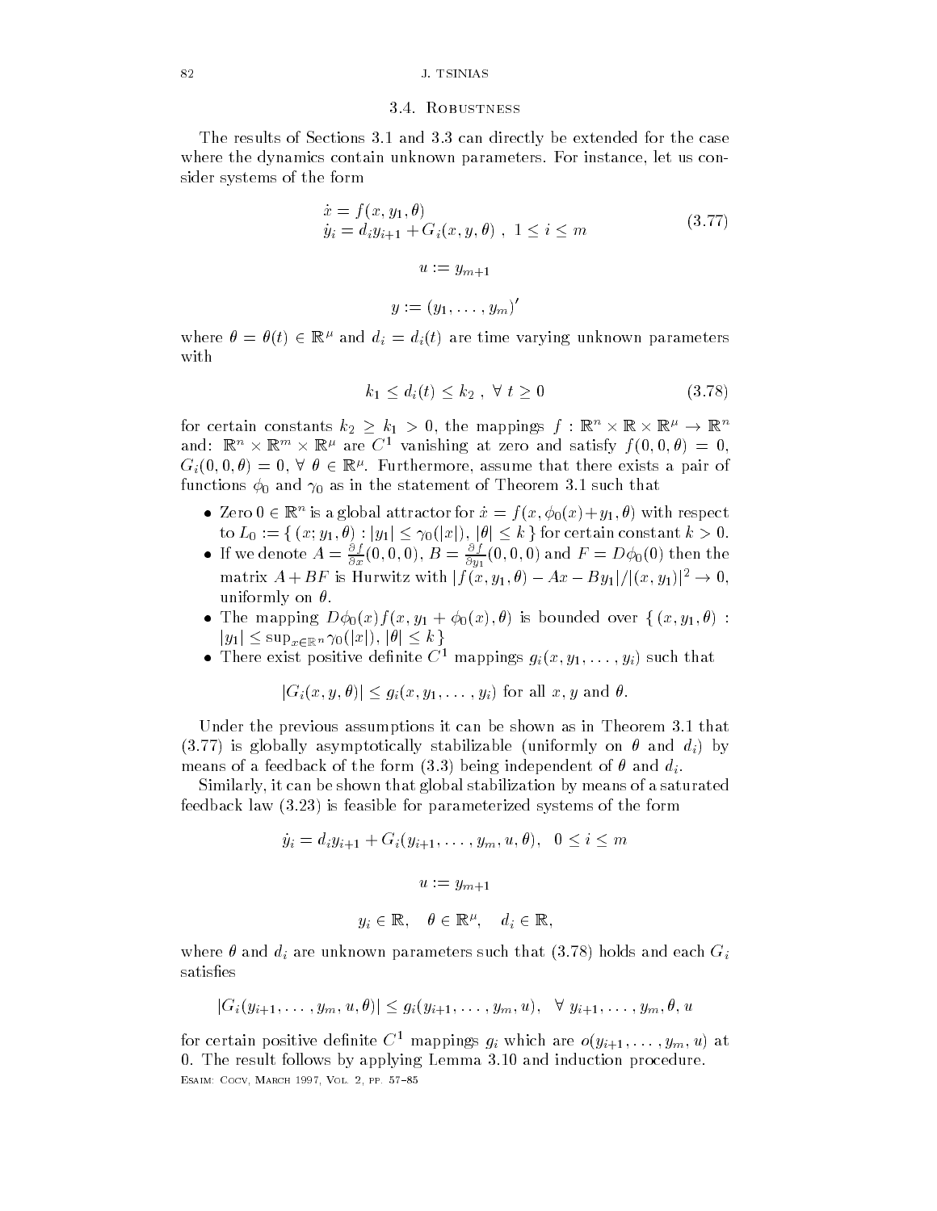### 3.4. Robustness

The results of Sections 3.1 and 3.3 can directly be extended for the case where the dynamics contain unknown parameters. For instance, let us consider systems of the form

$$
\begin{aligned}
\dot{x} &= f(x, y_1, \theta) \\
\dot{y}_i &= d_i y_{i+1} + G_i(x, y, \theta)\ ,\ 1 \leq i \leq m
\end{aligned}
\tag{3.77}
$$

$$u := y_{m+1}$$

$$y := (y_1, \ldots, y_m)'$$

where $\theta = \theta(t) \in \mathbb{R}^\mu$ and $d_i = d_i(t)$ are time varying unknown parameters with

$$k_1 \leq d_i(t) \leq k_2\ ,\ \forall\ t \geq 0 \tag{3.78}$$

for certain constants $k_2 \geq k_1 > 0$, the mappings $f : \mathbb{R}^n \times \mathbb{R} \times \mathbb{R}^\mu \to \mathbb{R}^n$ and: $\mathbb{R}^n \times \mathbb{R}^m \times \mathbb{R}^\mu$ are $C^1$ vanishing at zero and satisfy $f(0, 0, \theta) = 0$, $G_i(0, 0, \theta) = 0$, $\forall\ \theta \in \mathbb{R}^\mu$. Furthermore, assume that there exists a pair of functions $\phi_0$ and $\gamma_0$ as in the statement of Theorem 3.1 such that

- Zero $0 \in \mathbb{R}^n$ is a global attractor for $\dot{x} = f(x, \phi_0(x) + y_1, \theta)$ with respect to $L_0 := \{\ (x; y_1, \theta) : |y_1| \leq \gamma_0(|x|),\ |\theta| \leq k\ \}$ for certain constant $k > 0$.
- If we denote $A = \frac{\partial f}{\partial x}(0, 0, 0)$, $B = \frac{\partial f}{\partial y_1}(0, 0, 0)$ and $F = D\phi_0(0)$ then the matrix $A + BF$ is Hurwitz with $|f(x, y_1, \theta) - Ax - By_1|/|(x, y_1)|^2 \to 0$, uniformly on $\theta$.
- The mapping $D\phi_0(x) f(x, y_1 + \phi_0(x), \theta)$ is bounded over $\{\ (x, y_1, \theta) : |y_1| \leq \sup_{x \in \mathbb{R}^n} \gamma_0(|x|),\ |\theta| \leq k\ \}$
- There exist positive definite $C^1$ mappings $g_i(x, y_1, \ldots, y_i)$ such that

$$|G_i(x, y, \theta)| \leq g_i(x, y_1, \ldots, y_i) \text{ for all } x, y \text{ and } \theta.$$

Under the previous assumptions it can be shown as in Theorem 3.1 that (3.77) is globally asymptotically stabilizable (uniformly on $\theta$ and $d_i$) by means of a feedback of the form (3.3) being independent of $\theta$ and $d_i$.

Similarly, it can be shown that global stabilization by means of a saturated feedback law (3.23) is feasible for parameterized systems of the form

$$\dot{y}_i = d_i y_{i+1} + G_i(y_{i+1}, \ldots, y_m, u, \theta),\quad 0 \leq i \leq m$$

$$u := y_{m+1}$$

$$y_i \in \mathbb{R},\quad \theta \in \mathbb{R}^\mu,\quad d_i \in \mathbb{R},$$

where $\theta$ and $d_i$ are unknown parameters such that (3.78) holds and each $G_i$ satisfies

$$|G_i(y_{i+1}, \ldots, y_m, u, \theta)| \leq g_i(y_{i+1}, \ldots, y_m, u),\quad \forall\ y_{i+1}, \ldots, y_m, \theta, u$$

for certain positive definite $C^1$ mappings $g_i$ which are $o(y_{i+1}, \ldots, y_m, u)$ at 0. The result follows by applying Lemma 3.10 and induction procedure.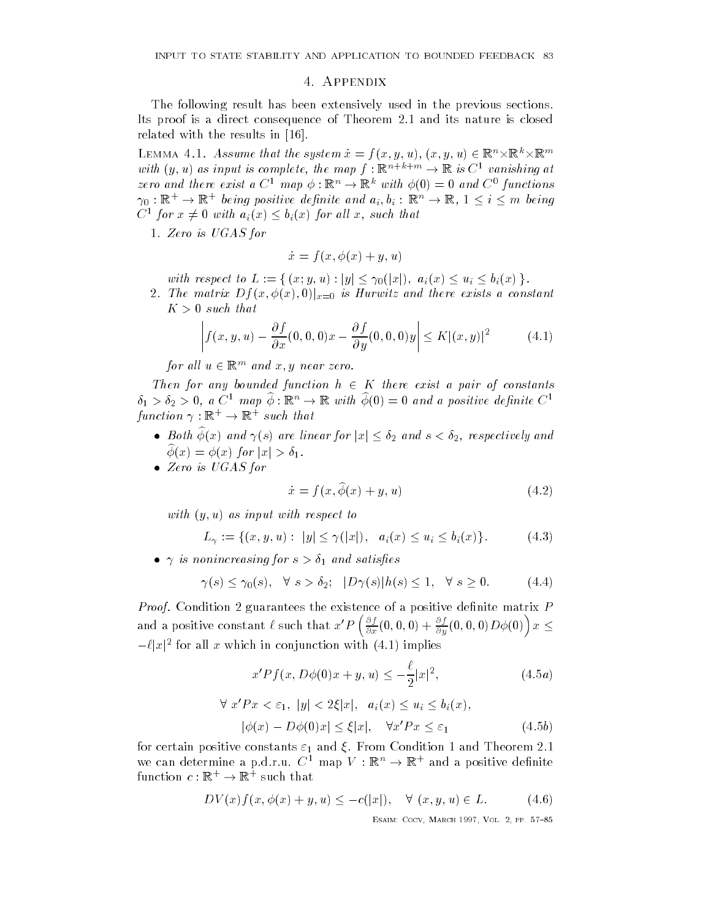## 4. Appendix

The following result has been extensively used in the previous sections. Its proof is a direct consequence of Theorem 2.1 and its nature is closed related with the results in [16].

Lemma 4.1. *Assume that the system $\dot{x} = f(x, y, u)$, $(x, y, u) \in \mathbb{R}^n \times \mathbb{R}^k \times \mathbb{R}^m$ with $(y, u)$ as input is complete, the map $f : \mathbb{R}^{n+k+m} \to \mathbb{R}$ is $C^1$ vanishing at zero and there exist a $C^1$ map $\phi : \mathbb{R}^n \to \mathbb{R}^k$ with $\phi(0) = 0$ and $C^0$ functions $\gamma_0 : \mathbb{R}^+ \to \mathbb{R}^+$ being positive definite and $a_i, b_i : \mathbb{R}^n \to \mathbb{R}$, $1 \leq i \leq m$ being $C^1$ for $x \neq 0$ with $a_i(x) \leq b_i(x)$ for all $x$, such that*

1. *Zero is UGAS for*

$$\dot{x} = f(x, \phi(x) + y, u)$$

*with respect to $L := \{ (x; y, u) : |y| \leq \gamma_0(|x|),\ a_i(x) \leq u_i \leq b_i(x) \}$.*

2. *The matrix $Df(x, \phi(x), 0)|_{x=0}$ is Hurwitz and there exists a constant $K > 0$ such that*

$$\left| f(x, y, u) - \frac{\partial f}{\partial x}(0, 0, 0)x - \frac{\partial f}{\partial y}(0, 0, 0)y \right| \leq K|(x, y)|^2 \tag{4.1}$$

*for all $u \in \mathbb{R}^m$ and $x, y$ near zero.*

*Then for any bounded function $h \in K$ there exist a pair of constants $\delta_1 > \delta_2 > 0$, a $C^1$ map $\widehat{\phi} : \mathbb{R}^n \to \mathbb{R}$ with $\widehat{\phi}(0) = 0$ and a positive definite $C^1$ function $\gamma : \mathbb{R}^+ \to \mathbb{R}^+$ such that*

- *Both $\widehat{\phi}(x)$ and $\gamma(s)$ are linear for $|x| \leq \delta_2$ and $s < \delta_2$, respectively and $\widehat{\phi}(x) = \phi(x)$ for $|x| > \delta_1$.*
- *Zero is UGAS for*

$$\dot{x} = f(x, \widehat{\phi}(x) + y, u) \tag{4.2}$$

*with $(y, u)$ as input with respect to*

$$L_\gamma := \{(x, y, u) : \ |y| \leq \gamma(|x|), \ \ a_i(x) \leq u_i \leq b_i(x)\}. \tag{4.3}$$

- *$\gamma$ is nonincreasing for $s > \delta_1$ and satisfies*

$$\gamma(s) \leq \gamma_0(s), \ \ \forall\ s > \delta_2; \ \ |D\gamma(s)|h(s) \leq 1, \ \ \forall\ s \geq 0. \tag{4.4}$$

*Proof.* Condition 2 guarantees the existence of a positive definite matrix $P$ and a positive constant $\ell$ such that $x'P\left(\frac{\partial f}{\partial x}(0, 0, 0) + \frac{\partial f}{\partial y}(0, 0, 0)\, D\phi(0)\right)x \leq -\ell|x|^2$ for all $x$ which in conjunction with (4.1) implies

$$x'Pf(x, D\phi(0)x + y, u) \leq -\frac{\ell}{2}|x|^2, \tag{4.5a}$$

$$\forall\ x'Px < \varepsilon_1,\ |y| < 2\xi|x|, \ \ a_i(x) \leq u_i \leq b_i(x),$$

$$|\phi(x) - D\phi(0)x| \leq \xi|x|, \ \ \ \forall x'Px \leq \varepsilon_1 \tag{4.5b}$$

for certain positive constants $\varepsilon_1$ and $\xi$. From Condition 1 and Theorem 2.1 we can determine a p.d.r.u. $C^1$ map $V : \mathbb{R}^n \to \mathbb{R}^+$ and a positive definite function $c : \mathbb{R}^+ \to \mathbb{R}^+$ such that

$$DV(x)f(x, \phi(x) + y, u) \leq -c(|x|), \ \ \ \forall\ (x, y, u) \in L. \tag{4.6}$$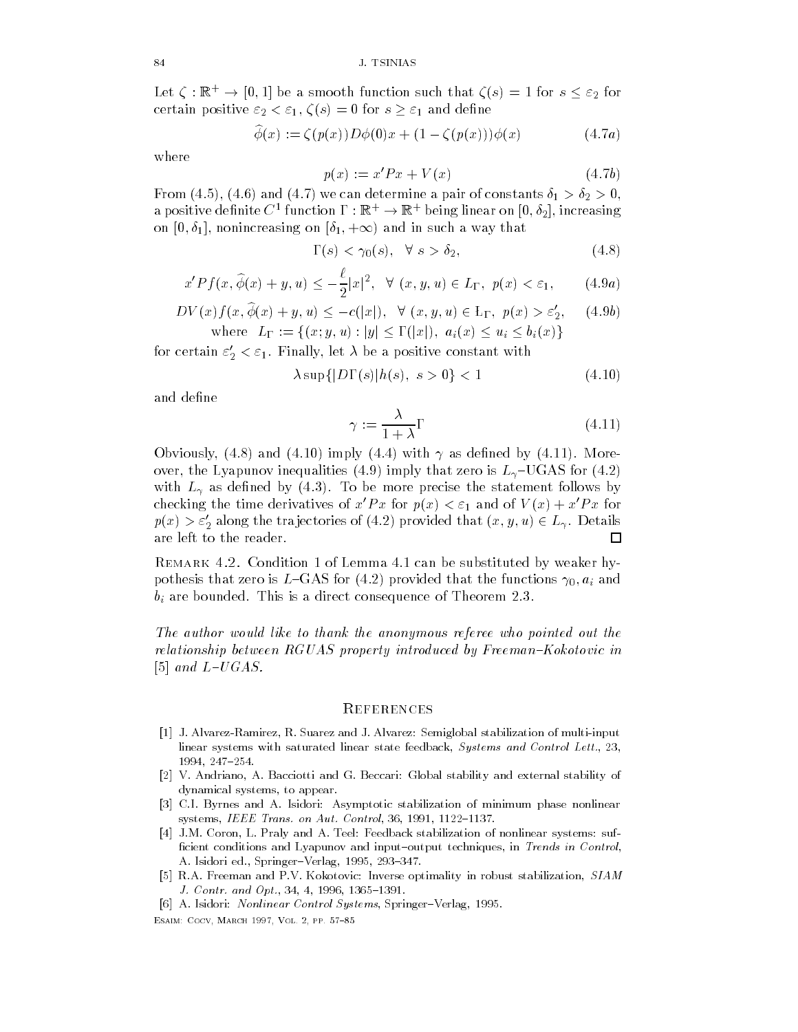Let $\zeta : \mathbb{R}^+ \to [0, 1]$ be a smooth function such that $\zeta(s) = 1$ for $s \leq \varepsilon_2$ for certain positive $\varepsilon_2 < \varepsilon_1$, $\zeta(s) = 0$ for $s \geq \varepsilon_1$ and define

$$\widehat{\phi}(x) := \zeta(p(x)) D\phi(0)x + (1 - \zeta(p(x)))\phi(x) \tag{4.7a}$$

where

$$p(x) := x'Px + V(x) \tag{4.7b}$$

From (4.5), (4.6) and (4.7) we can determine a pair of constants $\delta_1 > \delta_2 > 0$, a positive definite $C^1$ function $\Gamma : \mathbb{R}^+ \to \mathbb{R}^+$ being linear on $[0, \delta_2]$, increasing on $[0, \delta_1]$, nonincreasing on $[\delta_1, +\infty)$ and in such a way that

$$\Gamma(s) < \gamma_0(s), \quad \forall\ s > \delta_2, \tag{4.8}$$

$$x'Pf(x, \widehat{\phi}(x) + y, u) \leq -\frac{\ell}{2}|x|^2, \quad \forall\ (x, y, u) \in L_\Gamma,\ p(x) < \varepsilon_1, \tag{4.9a}$$

$$DV(x)f(x, \widehat{\phi}(x) + y, u) \leq -c(|x|), \quad \forall\ (x, y, u) \in \mathrm{L}_\Gamma,\ p(x) > \varepsilon_2', \tag{4.9b}$$

$$\text{where} \quad L_\Gamma := \{(x; y, u) : |y| \leq \Gamma(|x|),\ a_i(x) \leq u_i \leq b_i(x)\}$$

for certain $\varepsilon_2' < \varepsilon_1$. Finally, let $\lambda$ be a positive constant with

$$\lambda \sup\{|D\Gamma(s)|h(s),\ s > 0\} < 1 \tag{4.10}$$

and define

$$\gamma := \frac{\lambda}{1 + \lambda}\Gamma \tag{4.11}$$

Obviously, (4.8) and (4.10) imply (4.4) with $\gamma$ as defined by (4.11). Moreover, the Lyapunov inequalities (4.9) imply that zero is $L_\gamma$–UGAS for (4.2) with $L_\gamma$ as defined by (4.3). To be more precise the statement follows by checking the time derivatives of $x'Px$ for $p(x) < \varepsilon_1$ and of $V(x) + x'Px$ for $p(x) > \varepsilon_2'$ along the trajectories of (4.2) provided that $(x, y, u) \in L_\gamma$. Details are left to the reader. □

Remark 4.2. Condition 1 of Lemma 4.1 can be substituted by weaker hypothesis that zero is $L$–GAS for (4.2) provided that the functions $\gamma_0, a_i$ and $b_i$ are bounded. This is a direct consequence of Theorem 2.3.

*The author would like to thank the anonymous referee who pointed out the relationship between RGUAS property introduced by Freeman–Kokotovic in [5] and L–UGAS.*

## References

- [1] J. Alvarez-Ramirez, R. Suarez and J. Alvarez: Semiglobal stabilization of multi-input linear systems with saturated linear state feedback, *Systems and Control Lett.*, 23, 1994, 247–254.
- [2] V. Andriano, A. Bacciotti and G. Beccari: Global stability and external stability of dynamical systems, to appear.
- [3] C.I. Byrnes and A. Isidori: Asymptotic stabilization of minimum phase nonlinear systems, *IEEE Trans. on Aut. Control*, 36, 1991, 1122–1137.
- [4] J.M. Coron, L. Praly and A. Teel: Feedback stabilization of nonlinear systems: sufficient conditions and Lyapunov and input–output techniques, in *Trends in Control*, A. Isidori ed., Springer–Verlag, 1995, 293–347.
- [5] R.A. Freeman and P.V. Kokotovic: Inverse optimality in robust stabilization, *SIAM J. Contr. and Opt.*, 34, 4, 1996, 1365–1391.
- [6] A. Isidori: *Nonlinear Control Systems*, Springer–Verlag, 1995.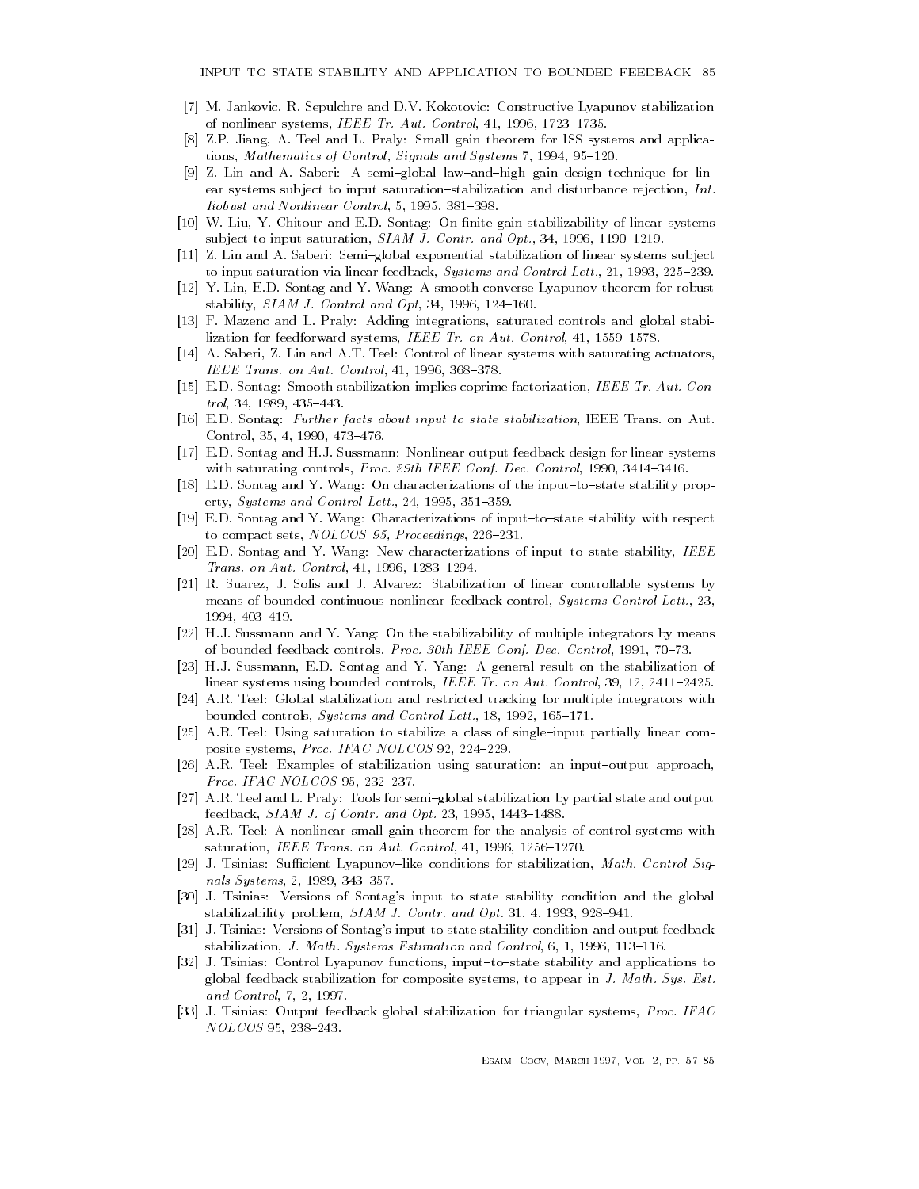[7] M. Jankovic, R. Sepulchre and D.V. Kokotovic: Constructive Lyapunov stabilization of nonlinear systems, *IEEE Tr. Aut. Control*, 41, 1996, 1723–1735.

[8] Z.P. Jiang, A. Teel and L. Praly: Small–gain theorem for ISS systems and applications, *Mathematics of Control, Signals and Systems* 7, 1994, 95–120.

[9] Z. Lin and A. Saberi: A semi–global law–and–high gain design technique for linear systems subject to input saturation–stabilization and disturbance rejection, *Int. Robust and Nonlinear Control*, 5, 1995, 381–398.

[10] W. Liu, Y. Chitour and E.D. Sontag: On finite gain stabilizability of linear systems subject to input saturation, *SIAM J. Contr. and Opt.*, 34, 1996, 1190–1219.

[11] Z. Lin and A. Saberi: Semi–global exponential stabilization of linear systems subject to input saturation via linear feedback, *Systems and Control Lett.*, 21, 1993, 225–239.

[12] Y. Lin, E.D. Sontag and Y. Wang: A smooth converse Lyapunov theorem for robust stability, *SIAM J. Control and Opt*, 34, 1996, 124–160.

[13] F. Mazenc and L. Praly: Adding integrations, saturated controls and global stabilization for feedforward systems, *IEEE Tr. on Aut. Control*, 41, 1559–1578.

[14] A. Saberi, Z. Lin and A.T. Teel: Control of linear systems with saturating actuators, *IEEE Trans. on Aut. Control*, 41, 1996, 368–378.

[15] E.D. Sontag: Smooth stabilization implies coprime factorization, *IEEE Tr. Aut. Control*, 34, 1989, 435–443.

[16] E.D. Sontag: *Further facts about input to state stabilization*, IEEE Trans. on Aut. Control, 35, 4, 1990, 473–476.

[17] E.D. Sontag and H.J. Sussmann: Nonlinear output feedback design for linear systems with saturating controls, *Proc. 29th IEEE Conf. Dec. Control*, 1990, 3414–3416.

[18] E.D. Sontag and Y. Wang: On characterizations of the input–to–state stability property, *Systems and Control Lett.*, 24, 1995, 351–359.

[19] E.D. Sontag and Y. Wang: Characterizations of input–to–state stability with respect to compact sets, *NOLCOS 95, Proceedings*, 226–231.

[20] E.D. Sontag and Y. Wang: New characterizations of input–to–state stability, *IEEE Trans. on Aut. Control*, 41, 1996, 1283–1294.

[21] R. Suarez, J. Solis and J. Alvarez: Stabilization of linear controllable systems by means of bounded continuous nonlinear feedback control, *Systems Control Lett.*, 23, 1994, 403–419.

[22] H.J. Sussmann and Y. Yang: On the stabilizability of multiple integrators by means of bounded feedback controls, *Proc. 30th IEEE Conf. Dec. Control*, 1991, 70–73.

[23] H.J. Sussmann, E.D. Sontag and Y. Yang: A general result on the stabilization of linear systems using bounded controls, *IEEE Tr. on Aut. Control*, 39, 12, 2411–2425.

[24] A.R. Teel: Global stabilization and restricted tracking for multiple integrators with bounded controls, *Systems and Control Lett.*, 18, 1992, 165–171.

[25] A.R. Teel: Using saturation to stabilize a class of single–input partially linear composite systems, *Proc. IFAC NOLCOS 92*, 224–229.

[26] A.R. Teel: Examples of stabilization using saturation: an input–output approach, *Proc. IFAC NOLCOS* 95, 232–237.

[27] A.R. Teel and L. Praly: Tools for semi–global stabilization by partial state and output feedback, *SIAM J. of Contr. and Opt.* 23, 1995, 1443–1488.

[28] A.R. Teel: A nonlinear small gain theorem for the analysis of control systems with saturation, *IEEE Trans. on Aut. Control*, 41, 1996, 1256–1270.

[29] J. Tsinias: Sufficient Lyapunov–like conditions for stabilization, *Math. Control Signals Systems*, 2, 1989, 343–357.

[30] J. Tsinias: Versions of Sontag's input to state stability condition and the global stabilizability problem, *SIAM J. Contr. and Opt.* 31, 4, 1993, 928–941.

[31] J. Tsinias: Versions of Sontag's input to state stability condition and output feedback stabilization, *J. Math. Systems Estimation and Control*, 6, 1, 1996, 113–116.

[32] J. Tsinias: Control Lyapunov functions, input–to–state stability and applications to global feedback stabilization for composite systems, to appear in *J. Math. Sys. Est. and Control*, 7, 2, 1997.

[33] J. Tsinias: Output feedback global stabilization for triangular systems, *Proc. IFAC NOLCOS* 95, 238–243.